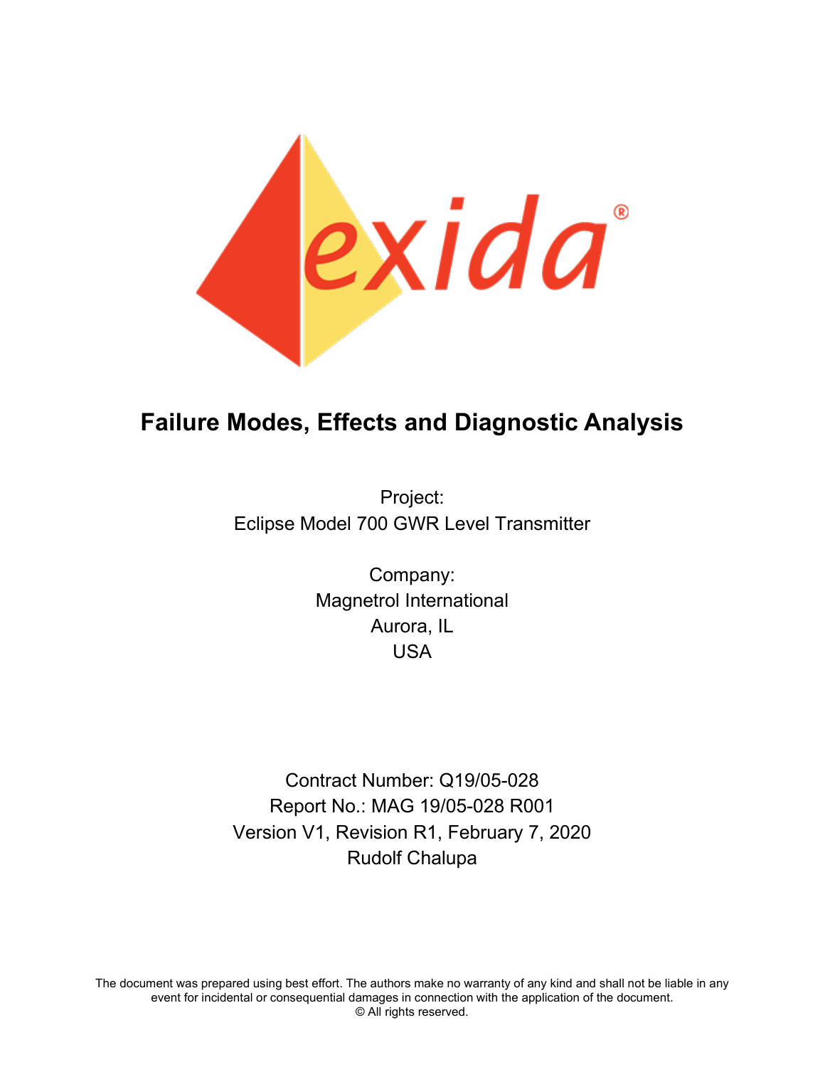# Failure Modes, Effects and Diagnostic Analysis

Project:
Eclipse Model 700 GWR Level Transmitter

Company:
Magnetrol International
Aurora, IL
USA

Contract Number: Q19/05-028
Report No.: MAG 19/05-028 R001
Version V1, Revision R1, February 7, 2020
Rudolf Chalupa

The document was prepared using best effort. The authors make no warranty of any kind and shall not be liable in any event for incidental or consequential damages in connection with the application of the document.
© All rights reserved.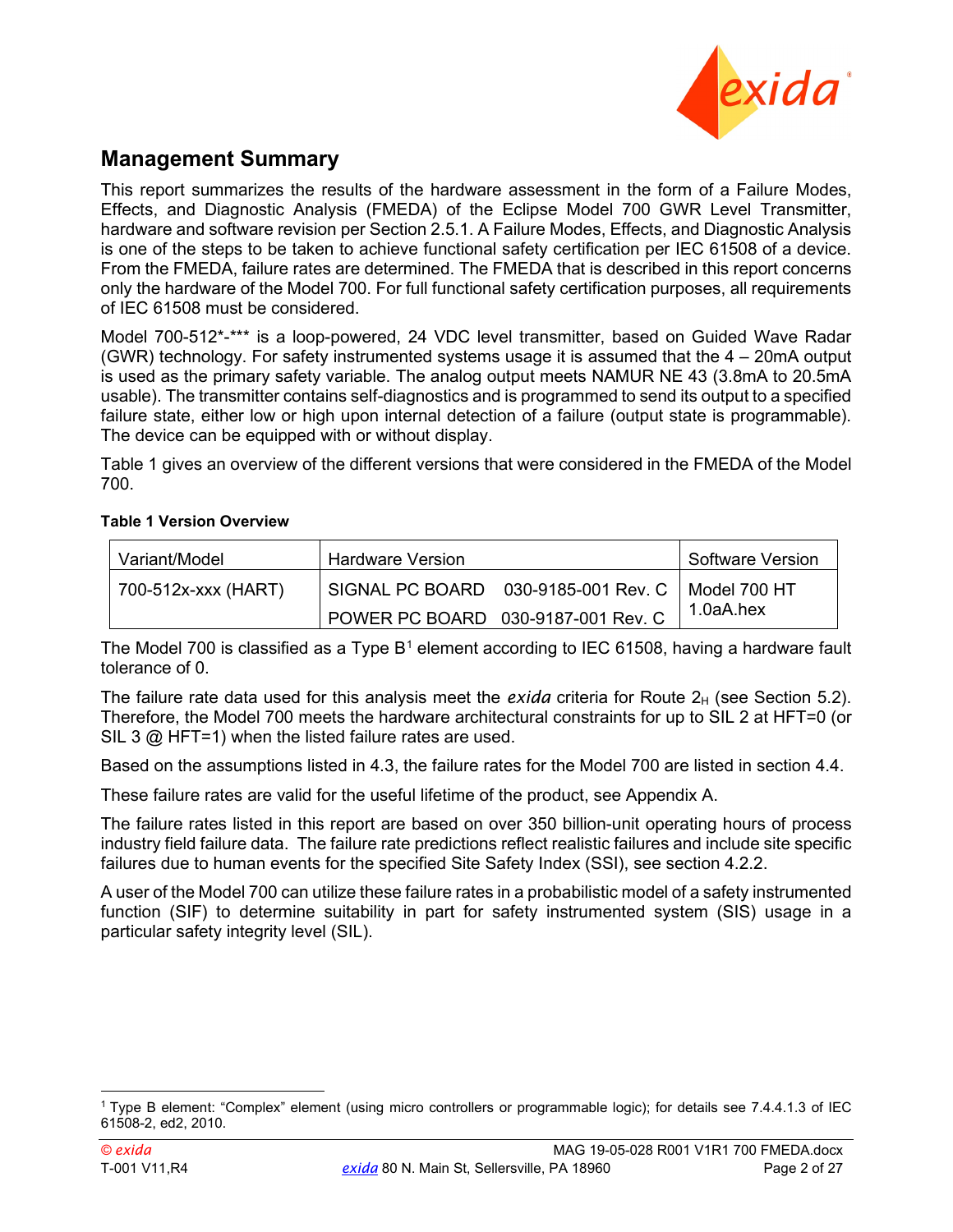## Management Summary

This report summarizes the results of the hardware assessment in the form of a Failure Modes, Effects, and Diagnostic Analysis (FMEDA) of the Eclipse Model 700 GWR Level Transmitter, hardware and software revision per Section 2.5.1. A Failure Modes, Effects, and Diagnostic Analysis is one of the steps to be taken to achieve functional safety certification per IEC 61508 of a device. From the FMEDA, failure rates are determined. The FMEDA that is described in this report concerns only the hardware of the Model 700. For full functional safety certification purposes, all requirements of IEC 61508 must be considered.

Model 700-512*-*** is a loop-powered, 24 VDC level transmitter, based on Guided Wave Radar (GWR) technology. For safety instrumented systems usage it is assumed that the 4 – 20mA output is used as the primary safety variable. The analog output meets NAMUR NE 43 (3.8mA to 20.5mA usable). The transmitter contains self-diagnostics and is programmed to send its output to a specified failure state, either low or high upon internal detection of a failure (output state is programmable). The device can be equipped with or without display.

Table 1 gives an overview of the different versions that were considered in the FMEDA of the Model 700.

**Table 1 Version Overview**

| Variant/Model | Hardware Version | | Software Version |
|---|---|---|---|
| 700-512x-xxx (HART) | SIGNAL PC BOARD | 030-9185-001 Rev. C | Model 700 HT 1.0aA.hex |
| | POWER PC BOARD | 030-9187-001 Rev. C | |

The Model 700 is classified as a Type B[1] element according to IEC 61508, having a hardware fault tolerance of 0.

The failure rate data used for this analysis meet the *exida* criteria for Route $2_H$ (see Section 5.2). Therefore, the Model 700 meets the hardware architectural constraints for up to SIL 2 at HFT=0 (or SIL 3 @ HFT=1) when the listed failure rates are used.

Based on the assumptions listed in 4.3, the failure rates for the Model 700 are listed in section 4.4.

These failure rates are valid for the useful lifetime of the product, see Appendix A.

The failure rates listed in this report are based on over 350 billion-unit operating hours of process industry field failure data. The failure rate predictions reflect realistic failures and include site specific failures due to human events for the specified Site Safety Index (SSI), see section 4.2.2.

A user of the Model 700 can utilize these failure rates in a probabilistic model of a safety instrumented function (SIF) to determine suitability in part for safety instrumented system (SIS) usage in a particular safety integrity level (SIL).

[1] Type B element: "Complex" element (using micro controllers or programmable logic); for details see 7.4.4.1.3 of IEC 61508-2, ed2, 2010.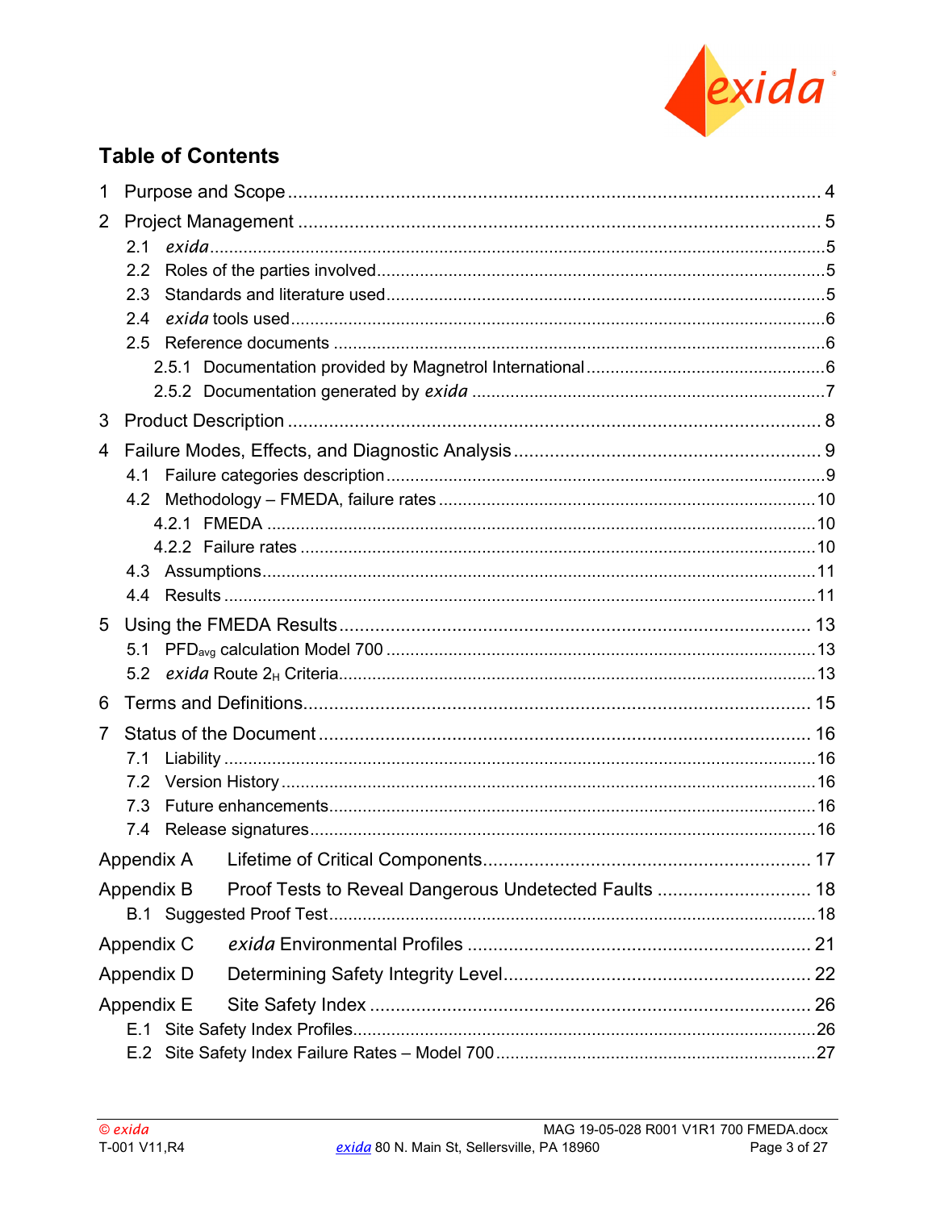# Table of Contents

1 Purpose and Scope ........................................................................................ 4

2 Project Management ....................................................................................... 5

- 2.1 *exida* ............................................................................................................ 5
- 2.2 Roles of the parties involved ........................................................................... 5
- 2.3 Standards and literature used .......................................................................... 5
- 2.4 *exida* tools used ............................................................................................ 6
- 2.5 Reference documents ..................................................................................... 6
  - 2.5.1 Documentation provided by Magnetrol International ................................ 6
  - 2.5.2 Documentation generated by *exida* ......................................................... 7

3 Product Description ........................................................................................ 8

4 Failure Modes, Effects, and Diagnostic Analysis ............................................ 9

- 4.1 Failure categories description .......................................................................... 9
- 4.2 Methodology – FMEDA, failure rates .............................................................. 10
  - 4.2.1 FMEDA .................................................................................................. 10
  - 4.2.2 Failure rates .......................................................................................... 10
- 4.3 Assumptions ................................................................................................... 11
- 4.4 Results .......................................................................................................... 11

5 Using the FMEDA Results ............................................................................. 13

- 5.1 $PFD_{avg}$ calculation Model 700 .................................................................... 13
- 5.2 *exida* Route $2_H$ Criteria ................................................................................. 13

6 Terms and Definitions ................................................................................... 15

7 Status of the Document ................................................................................. 16

- 7.1 Liability .......................................................................................................... 16
- 7.2 Version History ............................................................................................... 16
- 7.3 Future enhancements ..................................................................................... 16
- 7.4 Release signatures ......................................................................................... 16

Appendix A Lifetime of Critical Components ..................................................... 17

Appendix B Proof Tests to Reveal Dangerous Undetected Faults ........................ 18

- B.1 Suggested Proof Test ..................................................................................... 18

Appendix C *exida* Environmental Profiles ........................................................ 21

Appendix D Determining Safety Integrity Level .................................................. 22

Appendix E Site Safety Index ........................................................................... 26

- E.1 Site Safety Index Profiles ................................................................................ 26
- E.2 Site Safety Index Failure Rates – Model 700 .................................................. 27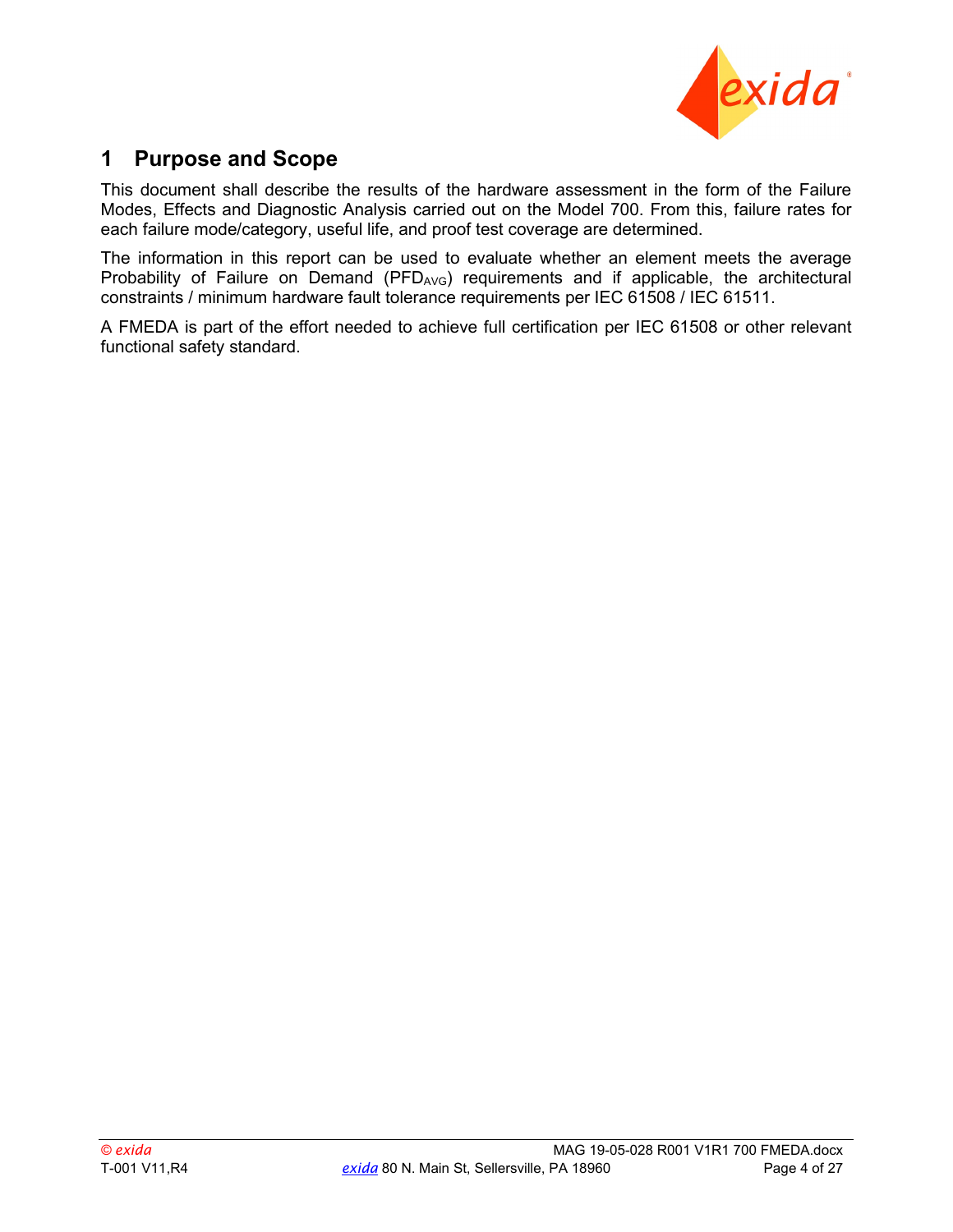# 1 Purpose and Scope

This document shall describe the results of the hardware assessment in the form of the Failure Modes, Effects and Diagnostic Analysis carried out on the Model 700. From this, failure rates for each failure mode/category, useful life, and proof test coverage are determined.

The information in this report can be used to evaluate whether an element meets the average Probability of Failure on Demand ($PFD_{AVG}$) requirements and if applicable, the architectural constraints / minimum hardware fault tolerance requirements per IEC 61508 / IEC 61511.

A FMEDA is part of the effort needed to achieve full certification per IEC 61508 or other relevant functional safety standard.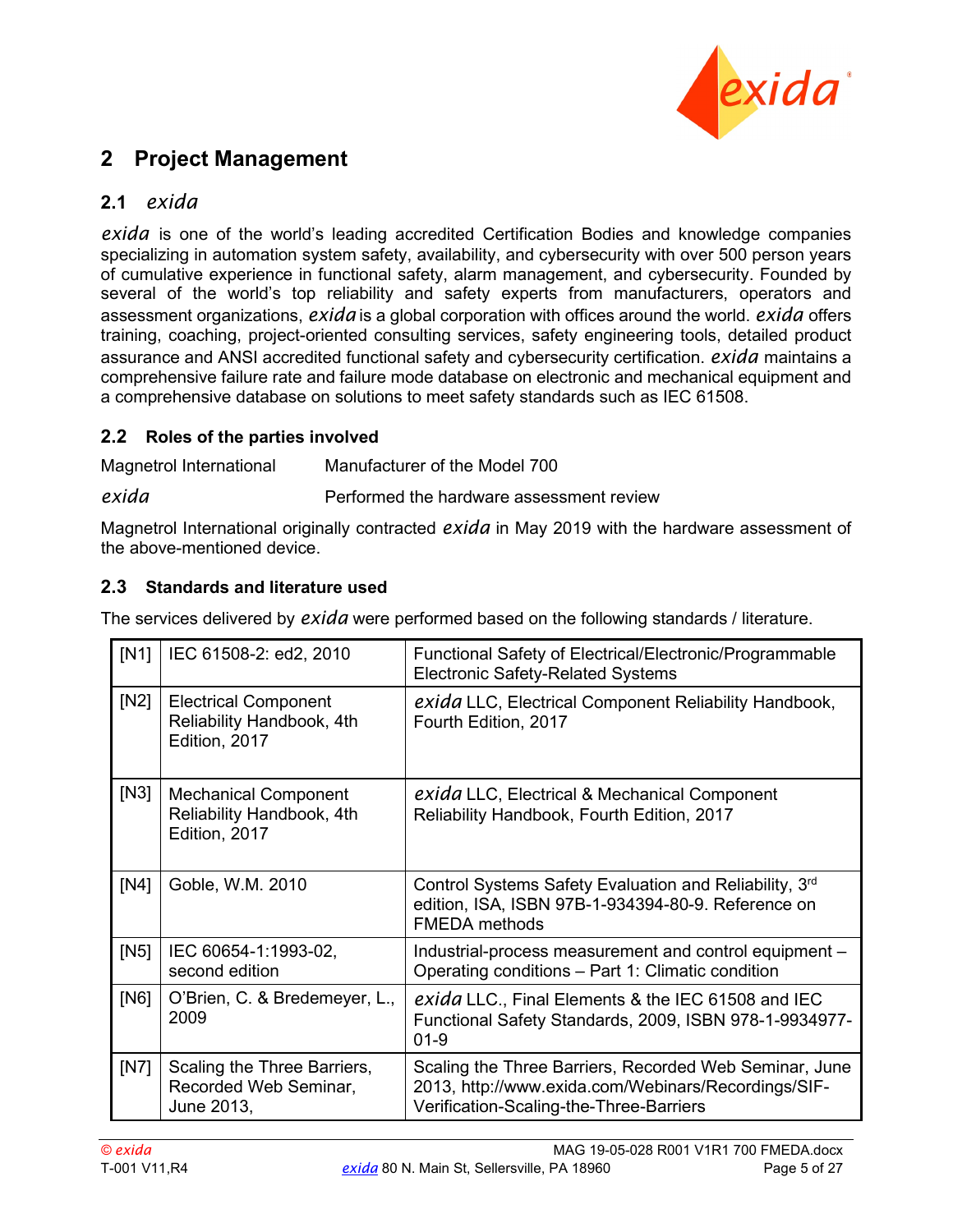## 2 Project Management

### 2.1 *exida*

*exida* is one of the world's leading accredited Certification Bodies and knowledge companies specializing in automation system safety, availability, and cybersecurity with over 500 person years of cumulative experience in functional safety, alarm management, and cybersecurity. Founded by several of the world's top reliability and safety experts from manufacturers, operators and assessment organizations, *exida* is a global corporation with offices around the world. *exida* offers training, coaching, project-oriented consulting services, safety engineering tools, detailed product assurance and ANSI accredited functional safety and cybersecurity certification. *exida* maintains a comprehensive failure rate and failure mode database on electronic and mechanical equipment and a comprehensive database on solutions to meet safety standards such as IEC 61508.

### 2.2 Roles of the parties involved

| | |
|---|---|
| Magnetrol International | Manufacturer of the Model 700 |
| *exida* | Performed the hardware assessment review |

Magnetrol International originally contracted *exida* in May 2019 with the hardware assessment of the above-mentioned device.

### 2.3 Standards and literature used

The services delivered by *exida* were performed based on the following standards / literature.

| | | |
|---|---|---|
| [N1] | IEC 61508-2: ed2, 2010 | Functional Safety of Electrical/Electronic/Programmable Electronic Safety-Related Systems |
| [N2] | Electrical Component Reliability Handbook, 4th Edition, 2017 | *exida* LLC, Electrical Component Reliability Handbook, Fourth Edition, 2017 |
| [N3] | Mechanical Component Reliability Handbook, 4th Edition, 2017 | *exida* LLC, Electrical & Mechanical Component Reliability Handbook, Fourth Edition, 2017 |
| [N4] | Goble, W.M. 2010 | Control Systems Safety Evaluation and Reliability, 3rd edition, ISA, ISBN 97B-1-934394-80-9. Reference on FMEDA methods |
| [N5] | IEC 60654-1:1993-02, second edition | Industrial-process measurement and control equipment – Operating conditions – Part 1: Climatic condition |
| [N6] | O'Brien, C. & Bredemeyer, L., 2009 | *exida* LLC., Final Elements & the IEC 61508 and IEC Functional Safety Standards, 2009, ISBN 978-1-9934977-01-9 |
| [N7] | Scaling the Three Barriers, Recorded Web Seminar, June 2013, | Scaling the Three Barriers, Recorded Web Seminar, June 2013, http://www.exida.com/Webinars/Recordings/SIF-Verification-Scaling-the-Three-Barriers |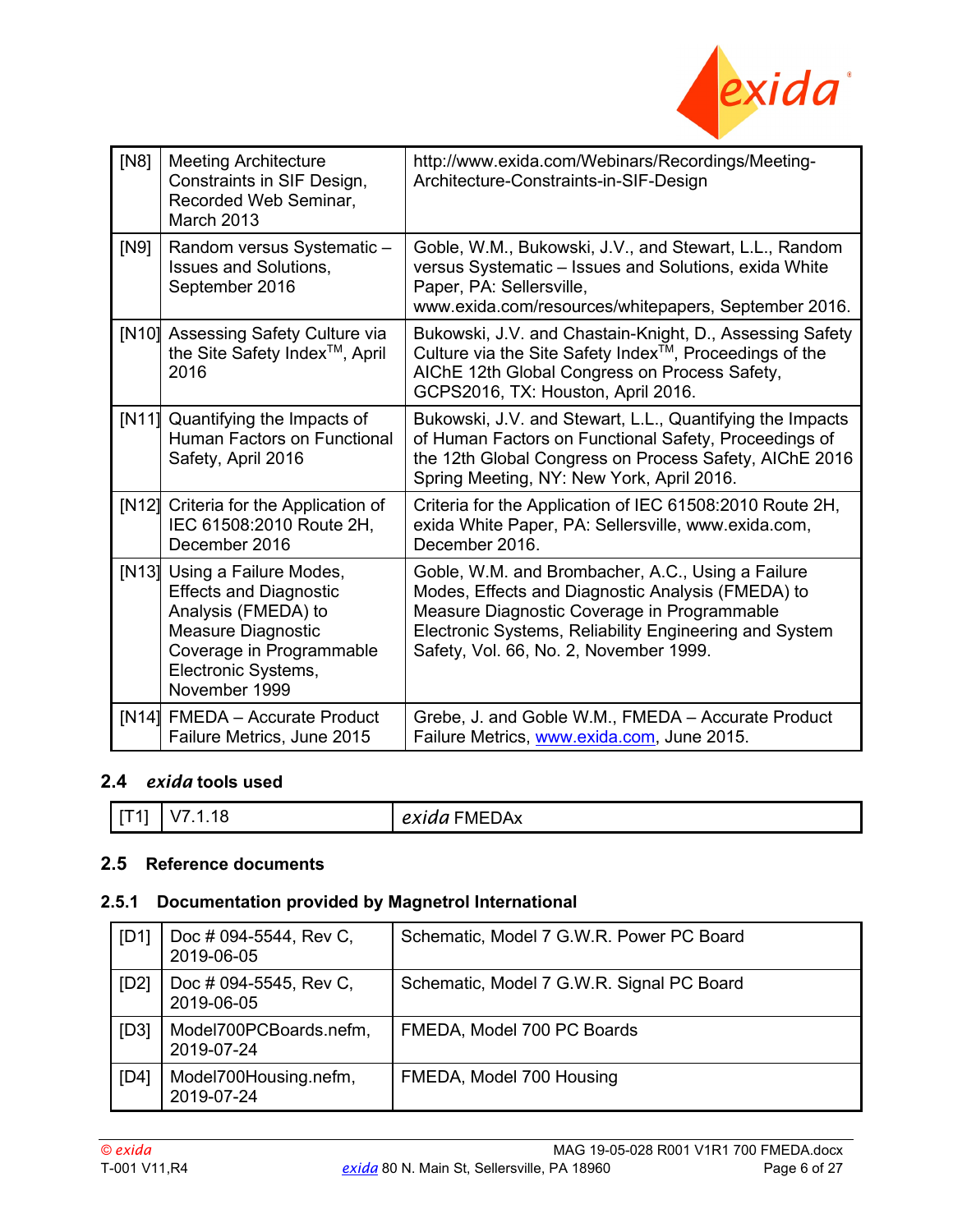| | | |
|---|---|---|
| [N8] | Meeting Architecture Constraints in SIF Design, Recorded Web Seminar, March 2013 | http://www.exida.com/Webinars/Recordings/Meeting-Architecture-Constraints-in-SIF-Design |
| [N9] | Random versus Systematic – Issues and Solutions, September 2016 | Goble, W.M., Bukowski, J.V., and Stewart, L.L., Random versus Systematic – Issues and Solutions, exida White Paper, PA: Sellersville, www.exida.com/resources/whitepapers, September 2016. |
| [N10] | Assessing Safety Culture via the Site Safety Index™, April 2016 | Bukowski, J.V. and Chastain-Knight, D., Assessing Safety Culture via the Site Safety Index™, Proceedings of the AIChE 12th Global Congress on Process Safety, GCPS2016, TX: Houston, April 2016. |
| [N11] | Quantifying the Impacts of Human Factors on Functional Safety, April 2016 | Bukowski, J.V. and Stewart, L.L., Quantifying the Impacts of Human Factors on Functional Safety, Proceedings of the 12th Global Congress on Process Safety, AIChE 2016 Spring Meeting, NY: New York, April 2016. |
| [N12] | Criteria for the Application of IEC 61508:2010 Route 2H, December 2016 | Criteria for the Application of IEC 61508:2010 Route 2H, exida White Paper, PA: Sellersville, www.exida.com, December 2016. |
| [N13] | Using a Failure Modes, Effects and Diagnostic Analysis (FMEDA) to Measure Diagnostic Coverage in Programmable Electronic Systems, November 1999 | Goble, W.M. and Brombacher, A.C., Using a Failure Modes, Effects and Diagnostic Analysis (FMEDA) to Measure Diagnostic Coverage in Programmable Electronic Systems, Reliability Engineering and System Safety, Vol. 66, No. 2, November 1999. |
| [N14] | FMEDA – Accurate Product Failure Metrics, June 2015 | Grebe, J. and Goble W.M., FMEDA – Accurate Product Failure Metrics, www.exida.com, June 2015. |

## 2.4 *exida* tools used

| | | |
|---|---|---|
| [T1] | V7.1.18 | *exida* FMEDAx |

## 2.5 Reference documents

### 2.5.1 Documentation provided by Magnetrol International

| | | |
|---|---|---|
| [D1] | Doc # 094-5544, Rev C, 2019-06-05 | Schematic, Model 7 G.W.R. Power PC Board |
| [D2] | Doc # 094-5545, Rev C, 2019-06-05 | Schematic, Model 7 G.W.R. Signal PC Board |
| [D3] | Model700PCBoards.nefm, 2019-07-24 | FMEDA, Model 700 PC Boards |
| [D4] | Model700Housing.nefm, 2019-07-24 | FMEDA, Model 700 Housing |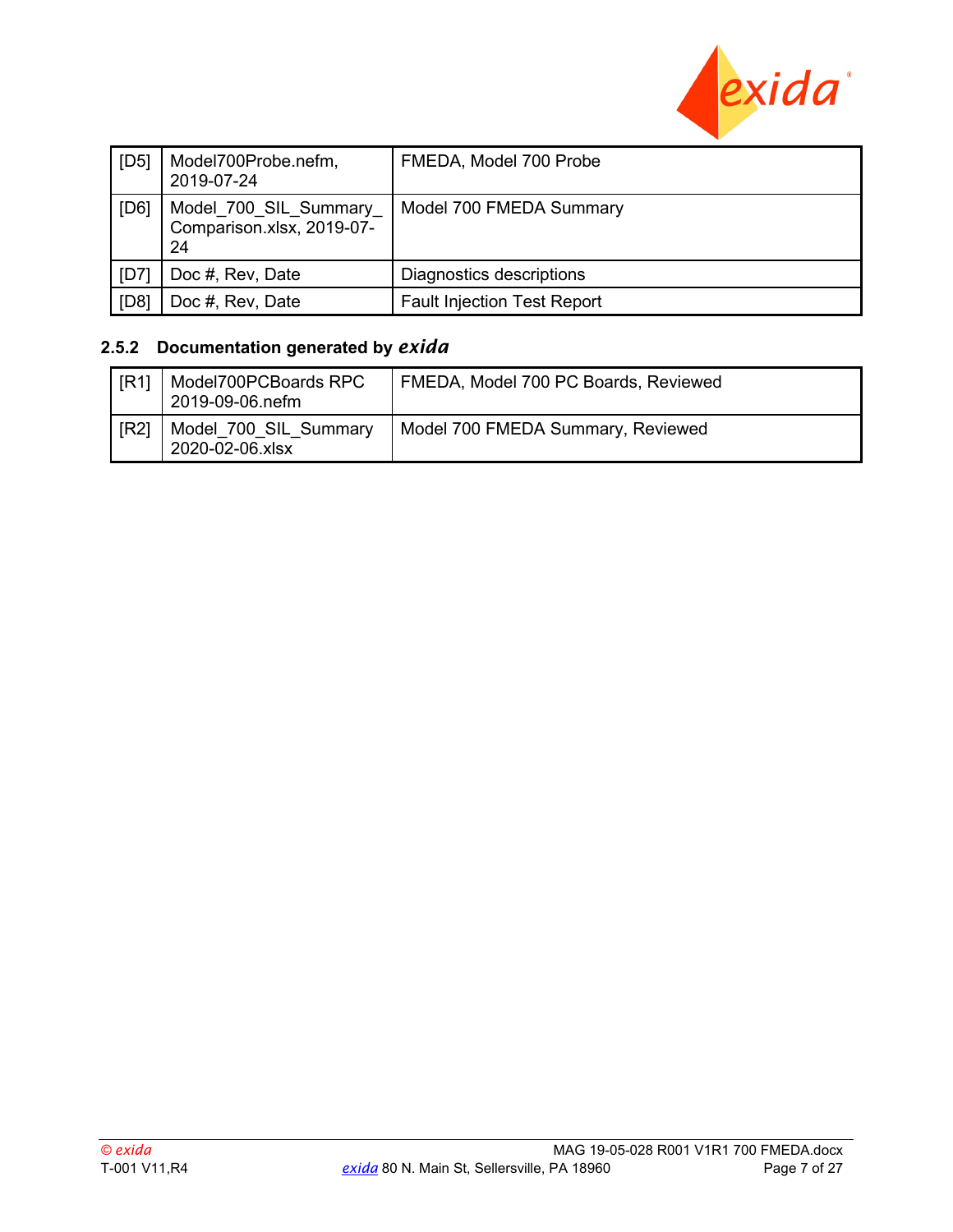| | | |
|---|---|---|
| [D5] | Model700Probe.nefm, 2019-07-24 | FMEDA, Model 700 Probe |
| [D6] | Model_700_SIL_Summary_Comparison.xlsx, 2019-07-24 | Model 700 FMEDA Summary |
| [D7] | Doc #, Rev, Date | Diagnostics descriptions |
| [D8] | Doc #, Rev, Date | Fault Injection Test Report |

### 2.5.2 Documentation generated by *exida*

| | | |
|---|---|---|
| [R1] | Model700PCBoards RPC 2019-09-06.nefm | FMEDA, Model 700 PC Boards, Reviewed |
| [R2] | Model_700_SIL_Summary 2020-02-06.xlsx | Model 700 FMEDA Summary, Reviewed |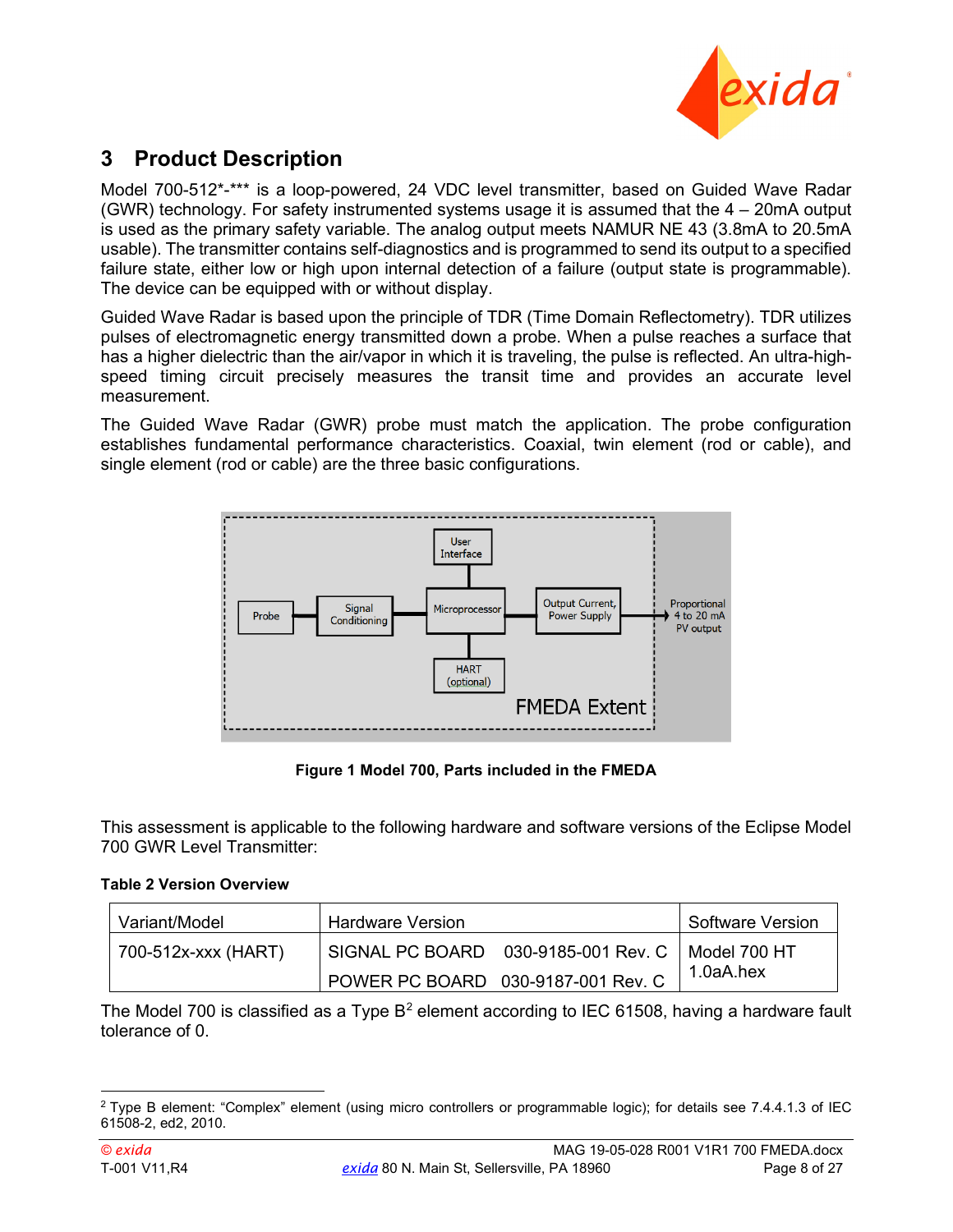# 3 Product Description

Model 700-512*-*** is a loop-powered, 24 VDC level transmitter, based on Guided Wave Radar (GWR) technology. For safety instrumented systems usage it is assumed that the 4 – 20mA output is used as the primary safety variable. The analog output meets NAMUR NE 43 (3.8mA to 20.5mA usable). The transmitter contains self-diagnostics and is programmed to send its output to a specified failure state, either low or high upon internal detection of a failure (output state is programmable). The device can be equipped with or without display.

Guided Wave Radar is based upon the principle of TDR (Time Domain Reflectometry). TDR utilizes pulses of electromagnetic energy transmitted down a probe. When a pulse reaches a surface that has a higher dielectric than the air/vapor in which it is traveling, the pulse is reflected. An ultra-high-speed timing circuit precisely measures the transit time and provides an accurate level measurement.

The Guided Wave Radar (GWR) probe must match the application. The probe configuration establishes fundamental performance characteristics. Coaxial, twin element (rod or cable), and single element (rod or cable) are the three basic configurations.

User Interface | Probe | Signal Conditioning | Microprocessor | Output Current, Power Supply | Proportional 4 to 20 mA PV output | HART (optional) | FMEDA Extent

**Figure 1 Model 700, Parts included in the FMEDA**

This assessment is applicable to the following hardware and software versions of the Eclipse Model 700 GWR Level Transmitter:

**Table 2 Version Overview**

| Variant/Model | Hardware Version | Software Version |
|---|---|---|
| 700-512x-xxx (HART) | SIGNAL PC BOARD 030-9185-001 Rev. C<br>POWER PC BOARD 030-9187-001 Rev. C | Model 700 HT 1.0aA.hex |

The Model 700 is classified as a Type B[2] element according to IEC 61508, having a hardware fault tolerance of 0.

[2] Type B element: "Complex" element (using micro controllers or programmable logic); for details see 7.4.4.1.3 of IEC 61508-2, ed2, 2010.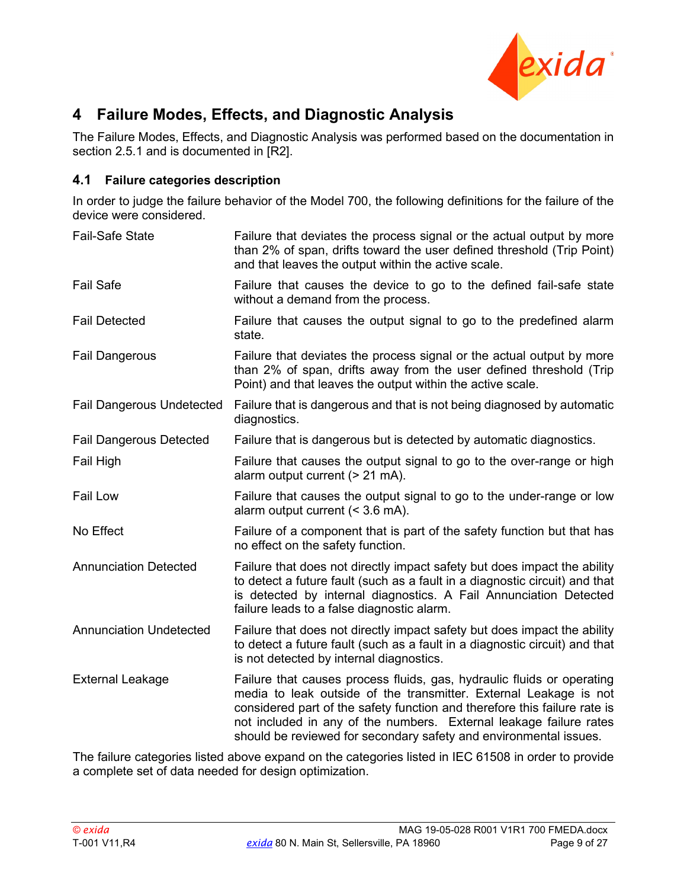# 4 Failure Modes, Effects, and Diagnostic Analysis

The Failure Modes, Effects, and Diagnostic Analysis was performed based on the documentation in section 2.5.1 and is documented in [R2].

## 4.1 Failure categories description

In order to judge the failure behavior of the Model 700, the following definitions for the failure of the device were considered.

| | |
|---|---|
| Fail-Safe State | Failure that deviates the process signal or the actual output by more than 2% of span, drifts toward the user defined threshold (Trip Point) and that leaves the output within the active scale. |
| Fail Safe | Failure that causes the device to go to the defined fail-safe state without a demand from the process. |
| Fail Detected | Failure that causes the output signal to go to the predefined alarm state. |
| Fail Dangerous | Failure that deviates the process signal or the actual output by more than 2% of span, drifts away from the user defined threshold (Trip Point) and that leaves the output within the active scale. |
| Fail Dangerous Undetected | Failure that is dangerous and that is not being diagnosed by automatic diagnostics. |
| Fail Dangerous Detected | Failure that is dangerous but is detected by automatic diagnostics. |
| Fail High | Failure that causes the output signal to go to the over-range or high alarm output current (> 21 mA). |
| Fail Low | Failure that causes the output signal to go to the under-range or low alarm output current (< 3.6 mA). |
| No Effect | Failure of a component that is part of the safety function but that has no effect on the safety function. |
| Annunciation Detected | Failure that does not directly impact safety but does impact the ability to detect a future fault (such as a fault in a diagnostic circuit) and that is detected by internal diagnostics. A Fail Annunciation Detected failure leads to a false diagnostic alarm. |
| Annunciation Undetected | Failure that does not directly impact safety but does impact the ability to detect a future fault (such as a fault in a diagnostic circuit) and that is not detected by internal diagnostics. |
| External Leakage | Failure that causes process fluids, gas, hydraulic fluids or operating media to leak outside of the transmitter. External Leakage is not considered part of the safety function and therefore this failure rate is not included in any of the numbers. External leakage failure rates should be reviewed for secondary safety and environmental issues. |

The failure categories listed above expand on the categories listed in IEC 61508 in order to provide a complete set of data needed for design optimization.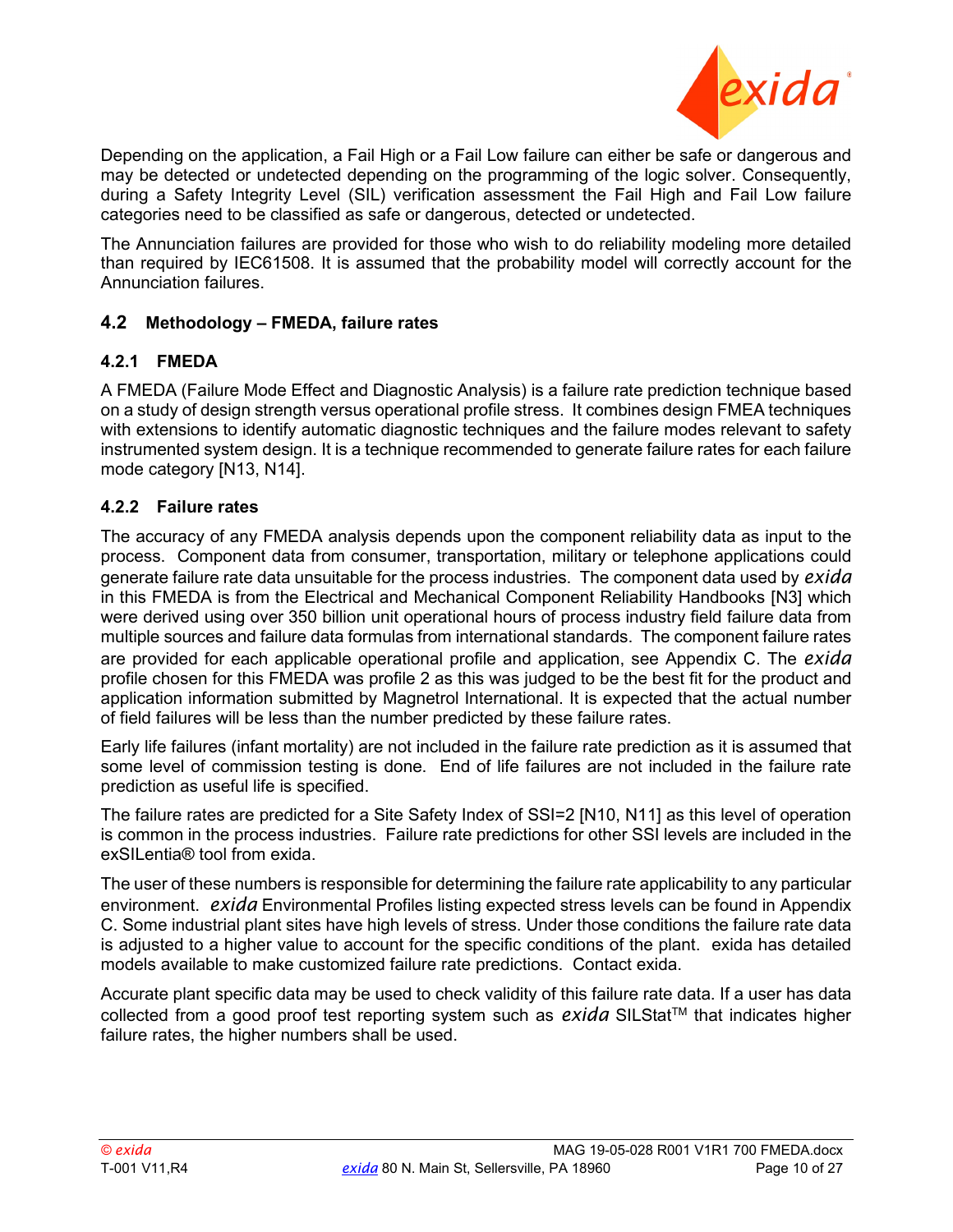Depending on the application, a Fail High or a Fail Low failure can either be safe or dangerous and may be detected or undetected depending on the programming of the logic solver. Consequently, during a Safety Integrity Level (SIL) verification assessment the Fail High and Fail Low failure categories need to be classified as safe or dangerous, detected or undetected.

The Annunciation failures are provided for those who wish to do reliability modeling more detailed than required by IEC61508. It is assumed that the probability model will correctly account for the Annunciation failures.

## 4.2 Methodology – FMEDA, failure rates

### 4.2.1 FMEDA

A FMEDA (Failure Mode Effect and Diagnostic Analysis) is a failure rate prediction technique based on a study of design strength versus operational profile stress. It combines design FMEA techniques with extensions to identify automatic diagnostic techniques and the failure modes relevant to safety instrumented system design. It is a technique recommended to generate failure rates for each failure mode category [N13, N14].

### 4.2.2 Failure rates

The accuracy of any FMEDA analysis depends upon the component reliability data as input to the process. Component data from consumer, transportation, military or telephone applications could generate failure rate data unsuitable for the process industries. The component data used by *exida* in this FMEDA is from the Electrical and Mechanical Component Reliability Handbooks [N3] which were derived using over 350 billion unit operational hours of process industry field failure data from multiple sources and failure data formulas from international standards. The component failure rates are provided for each applicable operational profile and application, see Appendix C. The *exida* profile chosen for this FMEDA was profile 2 as this was judged to be the best fit for the product and application information submitted by Magnetrol International. It is expected that the actual number of field failures will be less than the number predicted by these failure rates.

Early life failures (infant mortality) are not included in the failure rate prediction as it is assumed that some level of commission testing is done. End of life failures are not included in the failure rate prediction as useful life is specified.

The failure rates are predicted for a Site Safety Index of SSI=2 [N10, N11] as this level of operation is common in the process industries. Failure rate predictions for other SSI levels are included in the exSILentia® tool from exida.

The user of these numbers is responsible for determining the failure rate applicability to any particular environment. *exida* Environmental Profiles listing expected stress levels can be found in Appendix C. Some industrial plant sites have high levels of stress. Under those conditions the failure rate data is adjusted to a higher value to account for the specific conditions of the plant. exida has detailed models available to make customized failure rate predictions. Contact exida.

Accurate plant specific data may be used to check validity of this failure rate data. If a user has data collected from a good proof test reporting system such as *exida* SILStat™ that indicates higher failure rates, the higher numbers shall be used.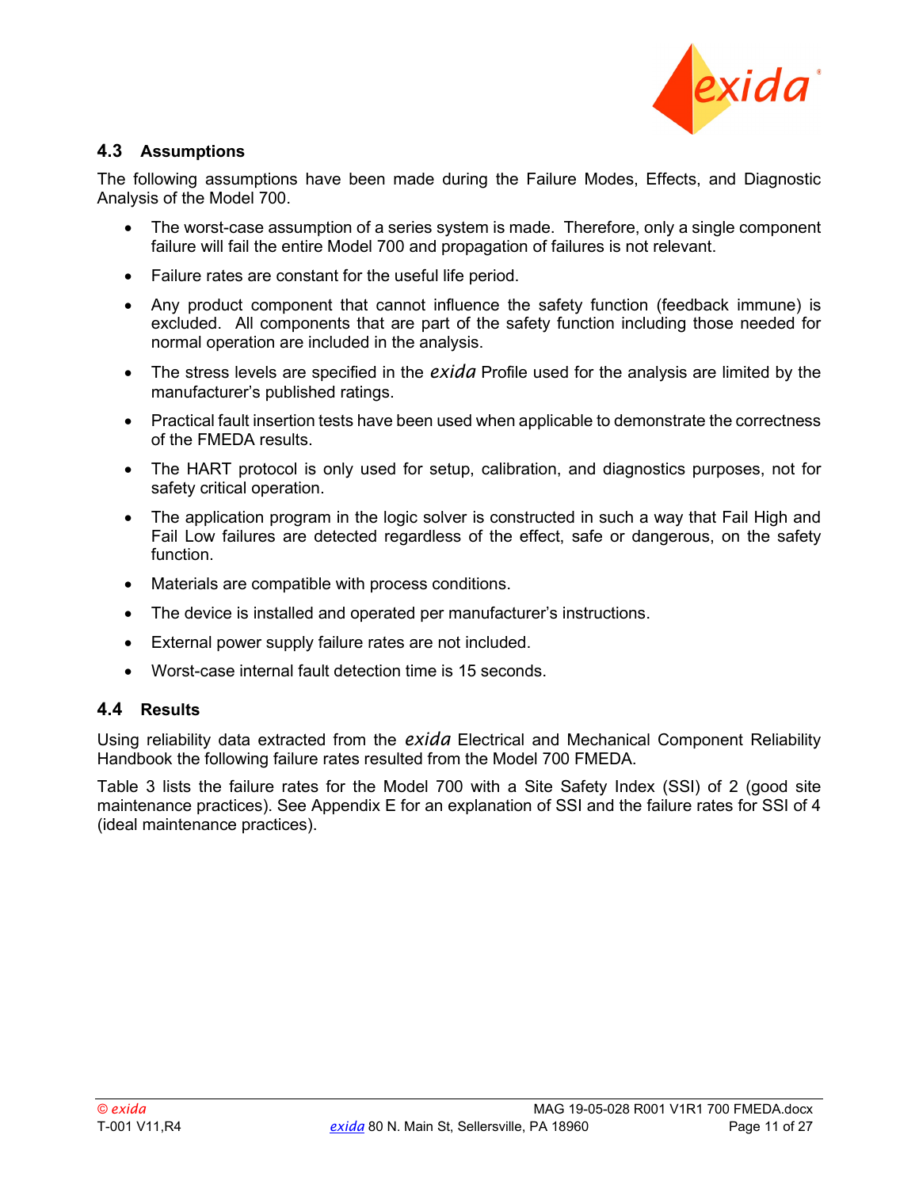## 4.3 Assumptions

The following assumptions have been made during the Failure Modes, Effects, and Diagnostic Analysis of the Model 700.

- The worst-case assumption of a series system is made. Therefore, only a single component failure will fail the entire Model 700 and propagation of failures is not relevant.
- Failure rates are constant for the useful life period.
- Any product component that cannot influence the safety function (feedback immune) is excluded. All components that are part of the safety function including those needed for normal operation are included in the analysis.
- The stress levels are specified in the *exida* Profile used for the analysis are limited by the manufacturer's published ratings.
- Practical fault insertion tests have been used when applicable to demonstrate the correctness of the FMEDA results.
- The HART protocol is only used for setup, calibration, and diagnostics purposes, not for safety critical operation.
- The application program in the logic solver is constructed in such a way that Fail High and Fail Low failures are detected regardless of the effect, safe or dangerous, on the safety function.
- Materials are compatible with process conditions.
- The device is installed and operated per manufacturer's instructions.
- External power supply failure rates are not included.
- Worst-case internal fault detection time is 15 seconds.

## 4.4 Results

Using reliability data extracted from the *exida* Electrical and Mechanical Component Reliability Handbook the following failure rates resulted from the Model 700 FMEDA.

Table 3 lists the failure rates for the Model 700 with a Site Safety Index (SSI) of 2 (good site maintenance practices). See Appendix E for an explanation of SSI and the failure rates for SSI of 4 (ideal maintenance practices).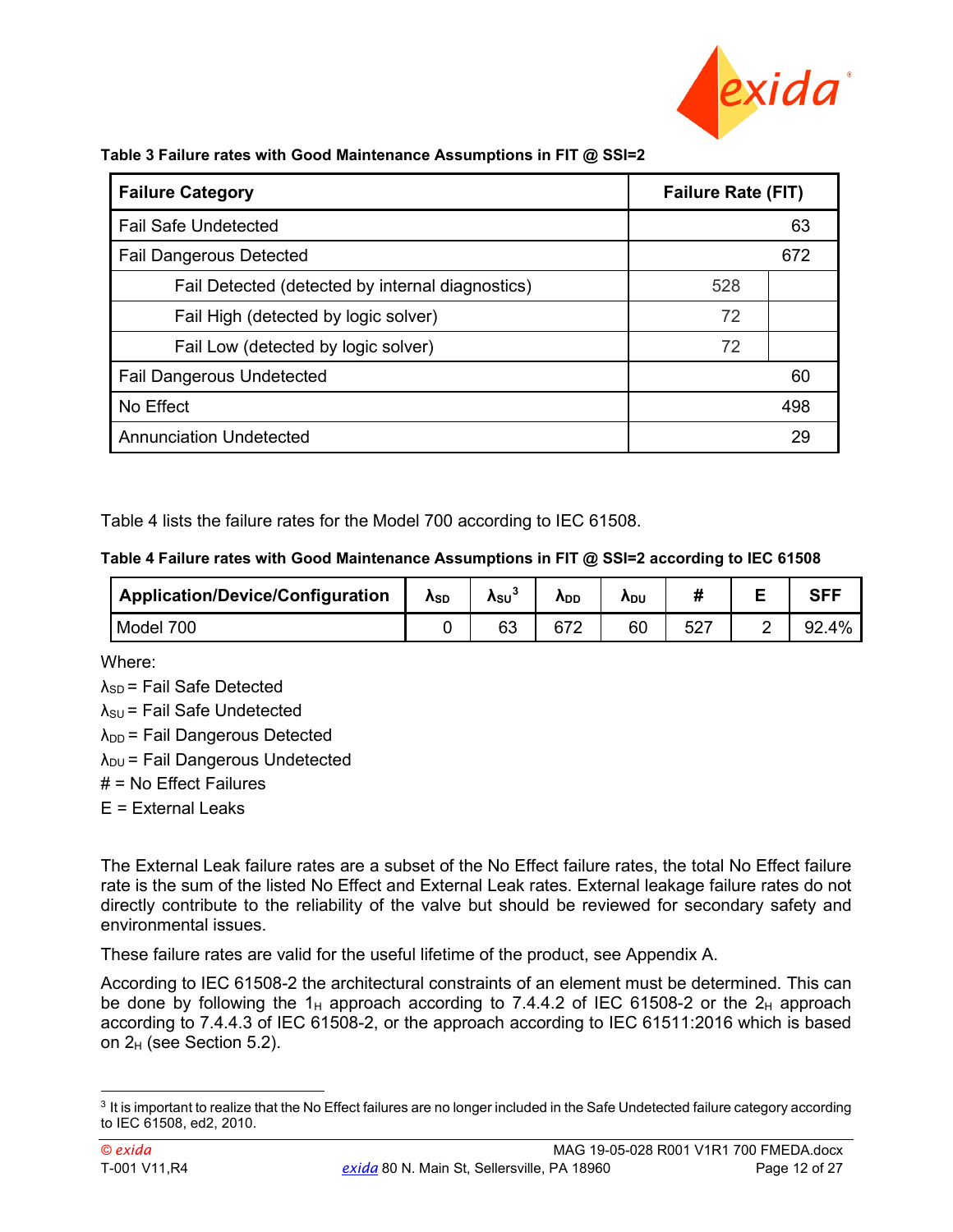**Table 3 Failure rates with Good Maintenance Assumptions in FIT @ SSI=2**

| Failure Category | Failure Rate (FIT) | |
|---|---|---|
| Fail Safe Undetected | | 63 |
| Fail Dangerous Detected | | 672 |
| Fail Detected (detected by internal diagnostics) | 528 | |
| Fail High (detected by logic solver) | 72 | |
| Fail Low (detected by logic solver) | 72 | |
| Fail Dangerous Undetected | | 60 |
| No Effect | | 498 |
| Annunciation Undetected | | 29 |

Table 4 lists the failure rates for the Model 700 according to IEC 61508.

**Table 4 Failure rates with Good Maintenance Assumptions in FIT @ SSI=2 according to IEC 61508**

| Application/Device/Configuration | $\lambda_{SD}$ | $\lambda_{SU}$[3] | $\lambda_{DD}$ | $\lambda_{DU}$ | # | E | SFF |
|---|---|---|---|---|---|---|---|
| Model 700 | 0 | 63 | 672 | 60 | 527 | 2 | 92.4% |

Where:

$\lambda_{SD}$ = Fail Safe Detected

$\lambda_{SU}$ = Fail Safe Undetected

$\lambda_{DD}$ = Fail Dangerous Detected

$\lambda_{DU}$ = Fail Dangerous Undetected

\# = No Effect Failures

E = External Leaks

The External Leak failure rates are a subset of the No Effect failure rates, the total No Effect failure rate is the sum of the listed No Effect and External Leak rates. External leakage failure rates do not directly contribute to the reliability of the valve but should be reviewed for secondary safety and environmental issues.

These failure rates are valid for the useful lifetime of the product, see Appendix A.

According to IEC 61508-2 the architectural constraints of an element must be determined. This can be done by following the $1_H$ approach according to 7.4.4.2 of IEC 61508-2 or the $2_H$ approach according to 7.4.4.3 of IEC 61508-2, or the approach according to IEC 61511:2016 which is based on $2_H$ (see Section 5.2).

[3] It is important to realize that the No Effect failures are no longer included in the Safe Undetected failure category according to IEC 61508, ed2, 2010.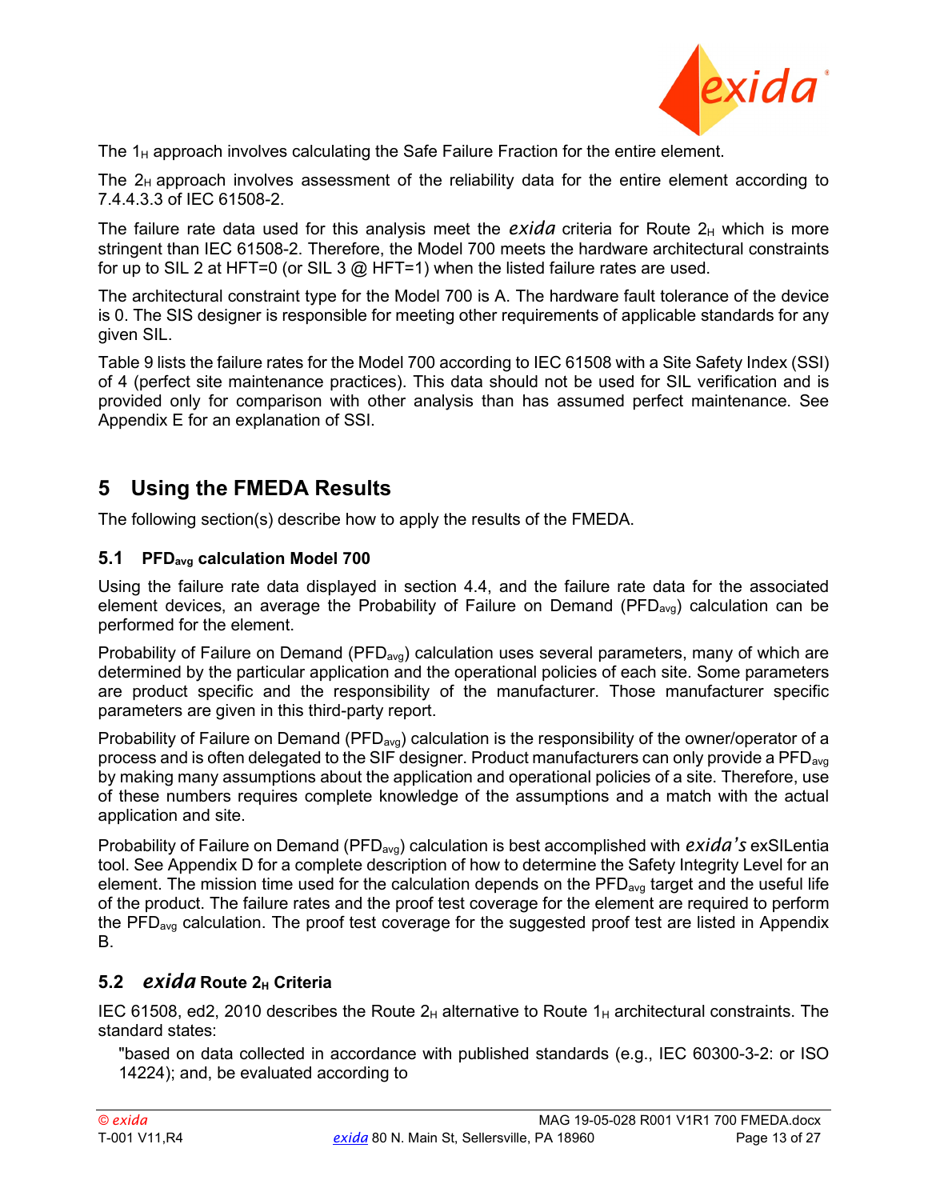The $1_H$ approach involves calculating the Safe Failure Fraction for the entire element.

The $2_H$ approach involves assessment of the reliability data for the entire element according to 7.4.4.3.3 of IEC 61508-2.

The failure rate data used for this analysis meet the *exida* criteria for Route $2_H$ which is more stringent than IEC 61508-2. Therefore, the Model 700 meets the hardware architectural constraints for up to SIL 2 at HFT=0 (or SIL 3 @ HFT=1) when the listed failure rates are used.

The architectural constraint type for the Model 700 is A. The hardware fault tolerance of the device is 0. The SIS designer is responsible for meeting other requirements of applicable standards for any given SIL.

Table 9 lists the failure rates for the Model 700 according to IEC 61508 with a Site Safety Index (SSI) of 4 (perfect site maintenance practices). This data should not be used for SIL verification and is provided only for comparison with other analysis than has assumed perfect maintenance. See Appendix E for an explanation of SSI.

# 5 Using the FMEDA Results

The following section(s) describe how to apply the results of the FMEDA.

## 5.1 $PFD_{avg}$ calculation Model 700

Using the failure rate data displayed in section 4.4, and the failure rate data for the associated element devices, an average the Probability of Failure on Demand ($PFD_{avg}$) calculation can be performed for the element.

Probability of Failure on Demand ($PFD_{avg}$) calculation uses several parameters, many of which are determined by the particular application and the operational policies of each site. Some parameters are product specific and the responsibility of the manufacturer. Those manufacturer specific parameters are given in this third-party report.

Probability of Failure on Demand ($PFD_{avg}$) calculation is the responsibility of the owner/operator of a process and is often delegated to the SIF designer. Product manufacturers can only provide a $PFD_{avg}$ by making many assumptions about the application and operational policies of a site. Therefore, use of these numbers requires complete knowledge of the assumptions and a match with the actual application and site.

Probability of Failure on Demand ($PFD_{avg}$) calculation is best accomplished with *exida's* exSILentia tool. See Appendix D for a complete description of how to determine the Safety Integrity Level for an element. The mission time used for the calculation depends on the $PFD_{avg}$ target and the useful life of the product. The failure rates and the proof test coverage for the element are required to perform the $PFD_{avg}$ calculation. The proof test coverage for the suggested proof test are listed in Appendix B.

## 5.2 *exida* Route $2_H$ Criteria

IEC 61508, ed2, 2010 describes the Route $2_H$ alternative to Route $1_H$ architectural constraints. The standard states:

> "based on data collected in accordance with published standards (e.g., IEC 60300-3-2: or ISO 14224); and, be evaluated according to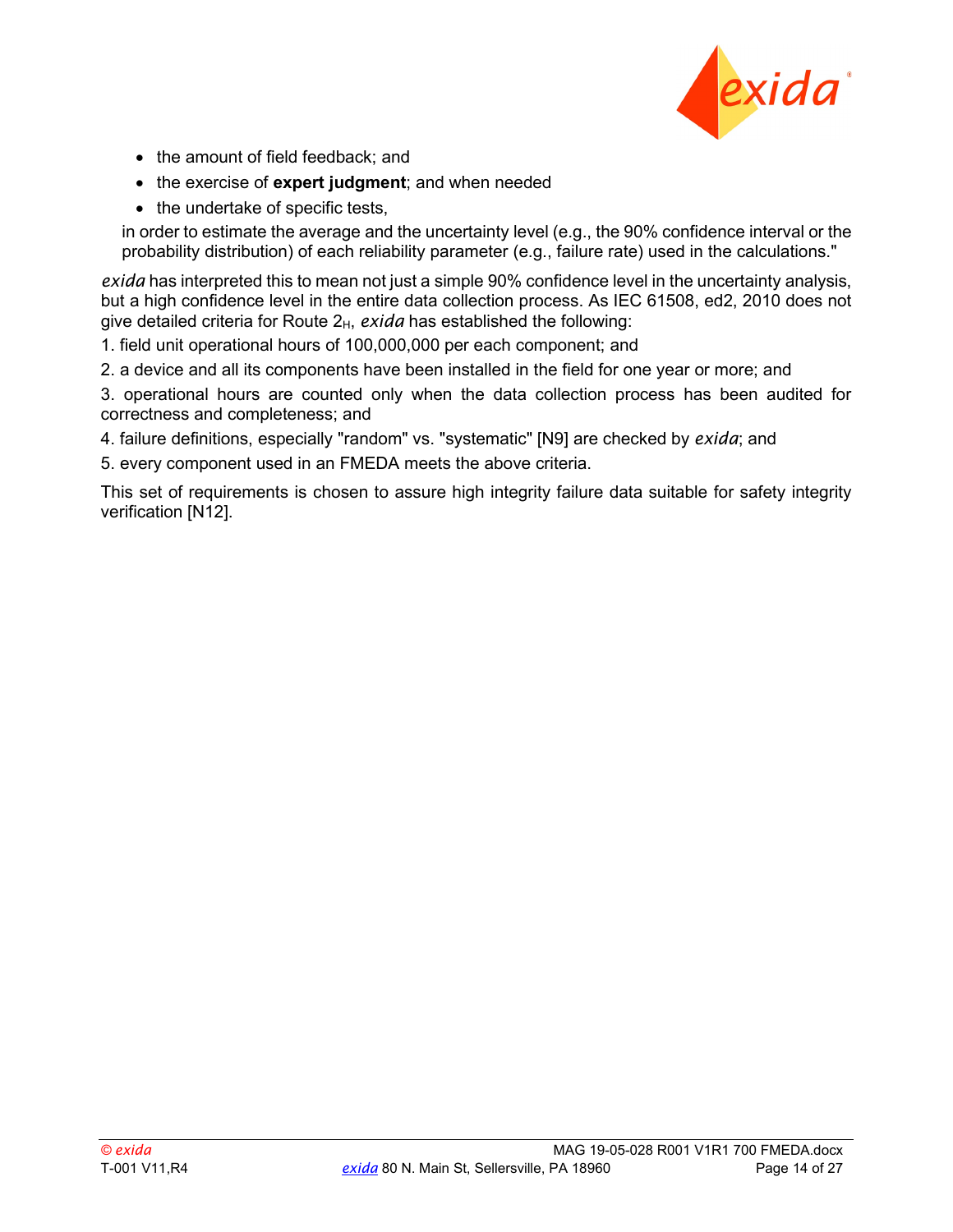- the amount of field feedback; and
- the exercise of **expert judgment**; and when needed
- the undertake of specific tests,

in order to estimate the average and the uncertainty level (e.g., the 90% confidence interval or the probability distribution) of each reliability parameter (e.g., failure rate) used in the calculations."

*exida* has interpreted this to mean not just a simple 90% confidence level in the uncertainty analysis, but a high confidence level in the entire data collection process. As IEC 61508, ed2, 2010 does not give detailed criteria for Route $2_H$, *exida* has established the following:

1. field unit operational hours of 100,000,000 per each component; and
2. a device and all its components have been installed in the field for one year or more; and
3. operational hours are counted only when the data collection process has been audited for correctness and completeness; and
4. failure definitions, especially "random" vs. "systematic" [N9] are checked by *exida*; and
5. every component used in an FMEDA meets the above criteria.

This set of requirements is chosen to assure high integrity failure data suitable for safety integrity verification [N12].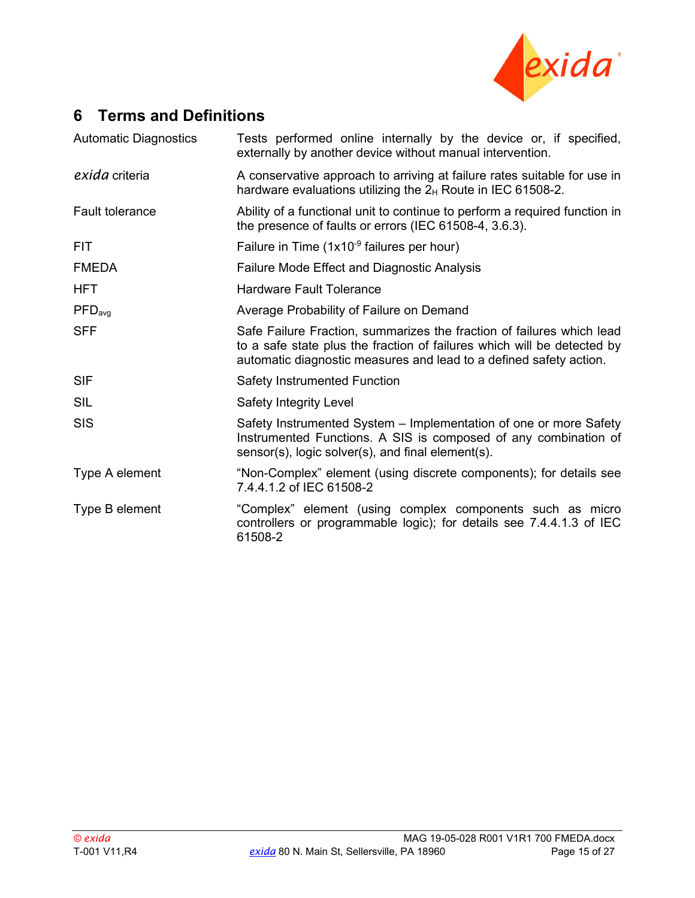## 6 Terms and Definitions

| | |
|---|---|
| Automatic Diagnostics | Tests performed online internally by the device or, if specified, externally by another device without manual intervention. |
| *exida* criteria | A conservative approach to arriving at failure rates suitable for use in hardware evaluations utilizing the $2_H$ Route in IEC 61508-2. |
| Fault tolerance | Ability of a functional unit to continue to perform a required function in the presence of faults or errors (IEC 61508-4, 3.6.3). |
| FIT | Failure in Time ($1x10^{-9}$ failures per hour) |
| FMEDA | Failure Mode Effect and Diagnostic Analysis |
| HFT | Hardware Fault Tolerance |
| $PFD_{avg}$ | Average Probability of Failure on Demand |
| SFF | Safe Failure Fraction, summarizes the fraction of failures which lead to a safe state plus the fraction of failures which will be detected by automatic diagnostic measures and lead to a defined safety action. |
| SIF | Safety Instrumented Function |
| SIL | Safety Integrity Level |
| SIS | Safety Instrumented System – Implementation of one or more Safety Instrumented Functions. A SIS is composed of any combination of sensor(s), logic solver(s), and final element(s). |
| Type A element | "Non-Complex" element (using discrete components); for details see 7.4.4.1.2 of IEC 61508-2 |
| Type B element | "Complex" element (using complex components such as micro controllers or programmable logic); for details see 7.4.4.1.3 of IEC 61508-2 |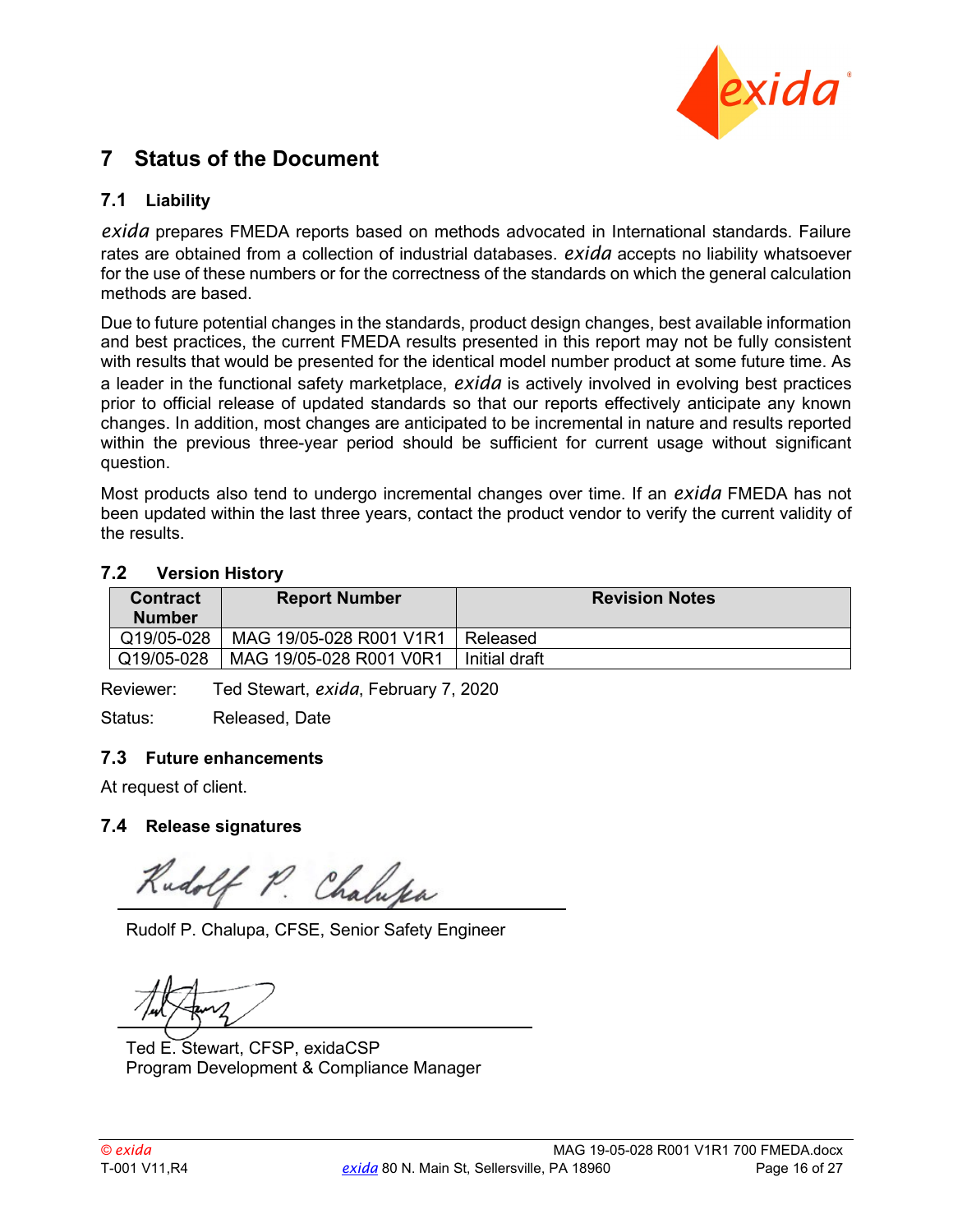# 7 Status of the Document

## 7.1 Liability

*exida* prepares FMEDA reports based on methods advocated in International standards. Failure rates are obtained from a collection of industrial databases. *exida* accepts no liability whatsoever for the use of these numbers or for the correctness of the standards on which the general calculation methods are based.

Due to future potential changes in the standards, product design changes, best available information and best practices, the current FMEDA results presented in this report may not be fully consistent with results that would be presented for the identical model number product at some future time. As a leader in the functional safety marketplace, *exida* is actively involved in evolving best practices prior to official release of updated standards so that our reports effectively anticipate any known changes. In addition, most changes are anticipated to be incremental in nature and results reported within the previous three-year period should be sufficient for current usage without significant question.

Most products also tend to undergo incremental changes over time. If an *exida* FMEDA has not been updated within the last three years, contact the product vendor to verify the current validity of the results.

## 7.2 Version History

| Contract Number | Report Number | Revision Notes |
|---|---|---|
| Q19/05-028 | MAG 19/05-028 R001 V1R1 | Released |
| Q19/05-028 | MAG 19/05-028 R001 V0R1 | Initial draft |

Reviewer: Ted Stewart, *exida*, February 7, 2020

Status: Released, Date

## 7.3 Future enhancements

At request of client.

## 7.4 Release signatures

Rudolf P. Chalupa, CFSE, Senior Safety Engineer

Ted E. Stewart, CFSP, exidaCSP
Program Development & Compliance Manager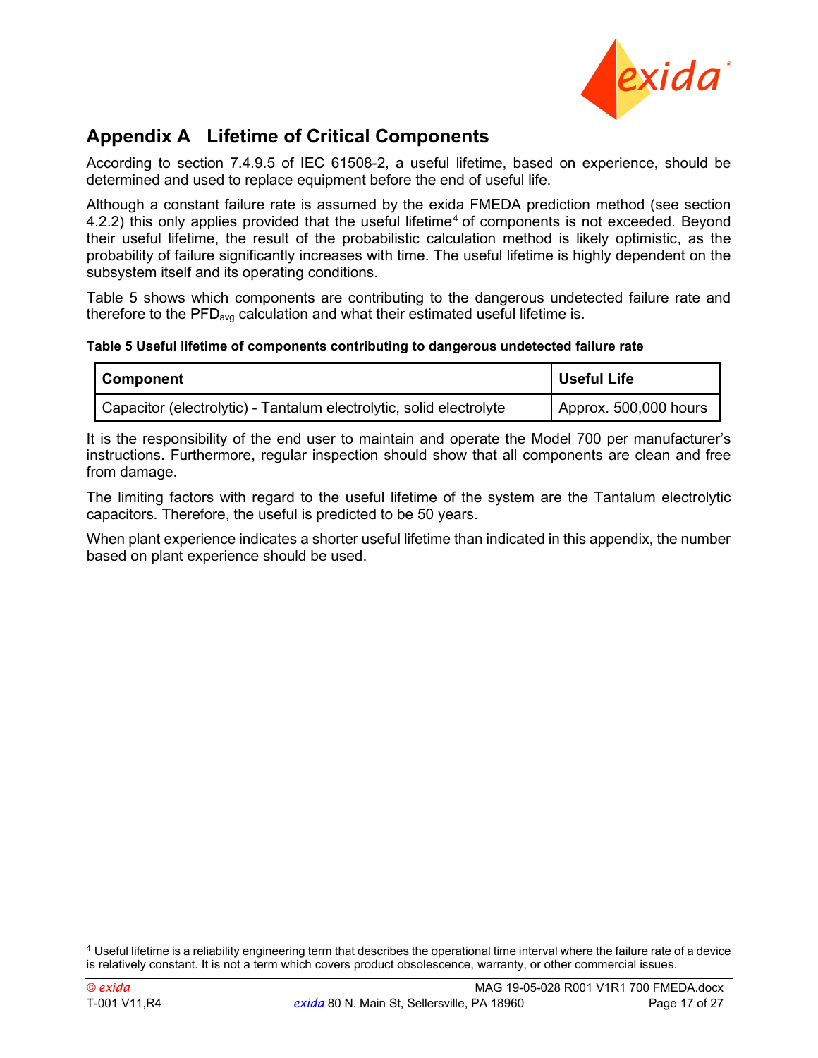# Appendix A Lifetime of Critical Components

According to section 7.4.9.5 of IEC 61508-2, a useful lifetime, based on experience, should be determined and used to replace equipment before the end of useful life.

Although a constant failure rate is assumed by the exida FMEDA prediction method (see section 4.2.2) this only applies provided that the useful lifetime[4] of components is not exceeded. Beyond their useful lifetime, the result of the probabilistic calculation method is likely optimistic, as the probability of failure significantly increases with time. The useful lifetime is highly dependent on the subsystem itself and its operating conditions.

Table 5 shows which components are contributing to the dangerous undetected failure rate and therefore to the $PFD_{avg}$ calculation and what their estimated useful lifetime is.

**Table 5 Useful lifetime of components contributing to dangerous undetected failure rate**

| Component | Useful Life |
| --- | --- |
| Capacitor (electrolytic) - Tantalum electrolytic, solid electrolyte | Approx. 500,000 hours |

It is the responsibility of the end user to maintain and operate the Model 700 per manufacturer's instructions. Furthermore, regular inspection should show that all components are clean and free from damage.

The limiting factors with regard to the useful lifetime of the system are the Tantalum electrolytic capacitors. Therefore, the useful is predicted to be 50 years.

When plant experience indicates a shorter useful lifetime than indicated in this appendix, the number based on plant experience should be used.

[4] Useful lifetime is a reliability engineering term that describes the operational time interval where the failure rate of a device is relatively constant. It is not a term which covers product obsolescence, warranty, or other commercial issues.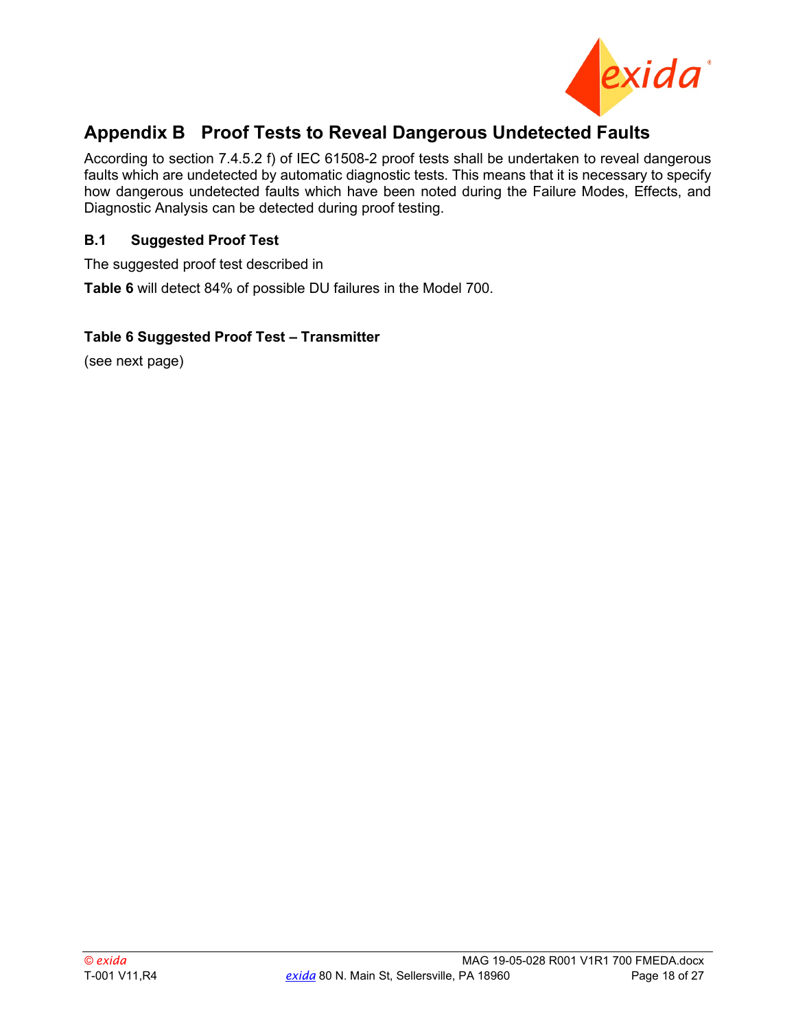# Appendix B Proof Tests to Reveal Dangerous Undetected Faults

According to section 7.4.5.2 f) of IEC 61508-2 proof tests shall be undertaken to reveal dangerous faults which are undetected by automatic diagnostic tests. This means that it is necessary to specify how dangerous undetected faults which have been noted during the Failure Modes, Effects, and Diagnostic Analysis can be detected during proof testing.

## B.1 Suggested Proof Test

The suggested proof test described in

**Table 6** will detect 84% of possible DU failures in the Model 700.

**Table 6 Suggested Proof Test – Transmitter**

(see next page)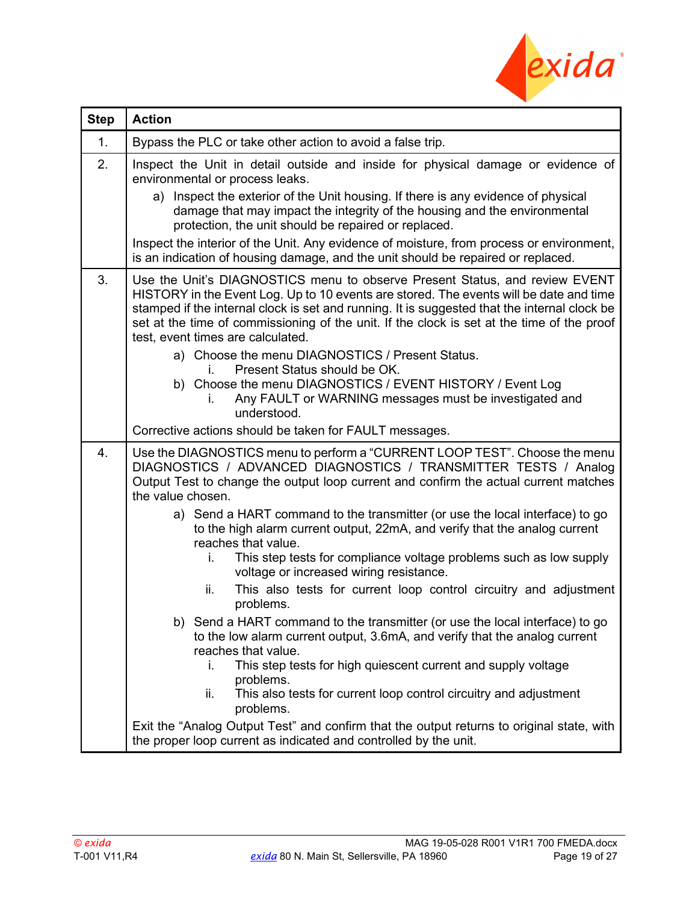| Step | Action |
|---|---|
| 1. | Bypass the PLC or take other action to avoid a false trip. |
| 2. | Inspect the Unit in detail outside and inside for physical damage or evidence of environmental or process leaks.<br>a) Inspect the exterior of the Unit housing. If there is any evidence of physical damage that may impact the integrity of the housing and the environmental protection, the unit should be repaired or replaced.<br>Inspect the interior of the Unit. Any evidence of moisture, from process or environment, is an indication of housing damage, and the unit should be repaired or replaced. |
| 3. | Use the Unit's DIAGNOSTICS menu to observe Present Status, and review EVENT HISTORY in the Event Log. Up to 10 events are stored. The events will be date and time stamped if the internal clock is set and running. It is suggested that the internal clock be set at the time of commissioning of the unit. If the clock is set at the time of the proof test, event times are calculated.<br>a) Choose the menu DIAGNOSTICS / Present Status.<br>i. Present Status should be OK.<br>b) Choose the menu DIAGNOSTICS / EVENT HISTORY / Event Log<br>i. Any FAULT or WARNING messages must be investigated and understood.<br>Corrective actions should be taken for FAULT messages. |
| 4. | Use the DIAGNOSTICS menu to perform a "CURRENT LOOP TEST". Choose the menu DIAGNOSTICS / ADVANCED DIAGNOSTICS / TRANSMITTER TESTS / Analog Output Test to change the output loop current and confirm the actual current matches the value chosen.<br>a) Send a HART command to the transmitter (or use the local interface) to go to the high alarm current output, 22mA, and verify that the analog current reaches that value.<br>i. This step tests for compliance voltage problems such as low supply voltage or increased wiring resistance.<br>ii. This also tests for current loop control circuitry and adjustment problems.<br>b) Send a HART command to the transmitter (or use the local interface) to go to the low alarm current output, 3.6mA, and verify that the analog current reaches that value.<br>i. This step tests for high quiescent current and supply voltage problems.<br>ii. This also tests for current loop control circuitry and adjustment problems.<br>Exit the "Analog Output Test" and confirm that the output returns to original state, with the proper loop current as indicated and controlled by the unit. |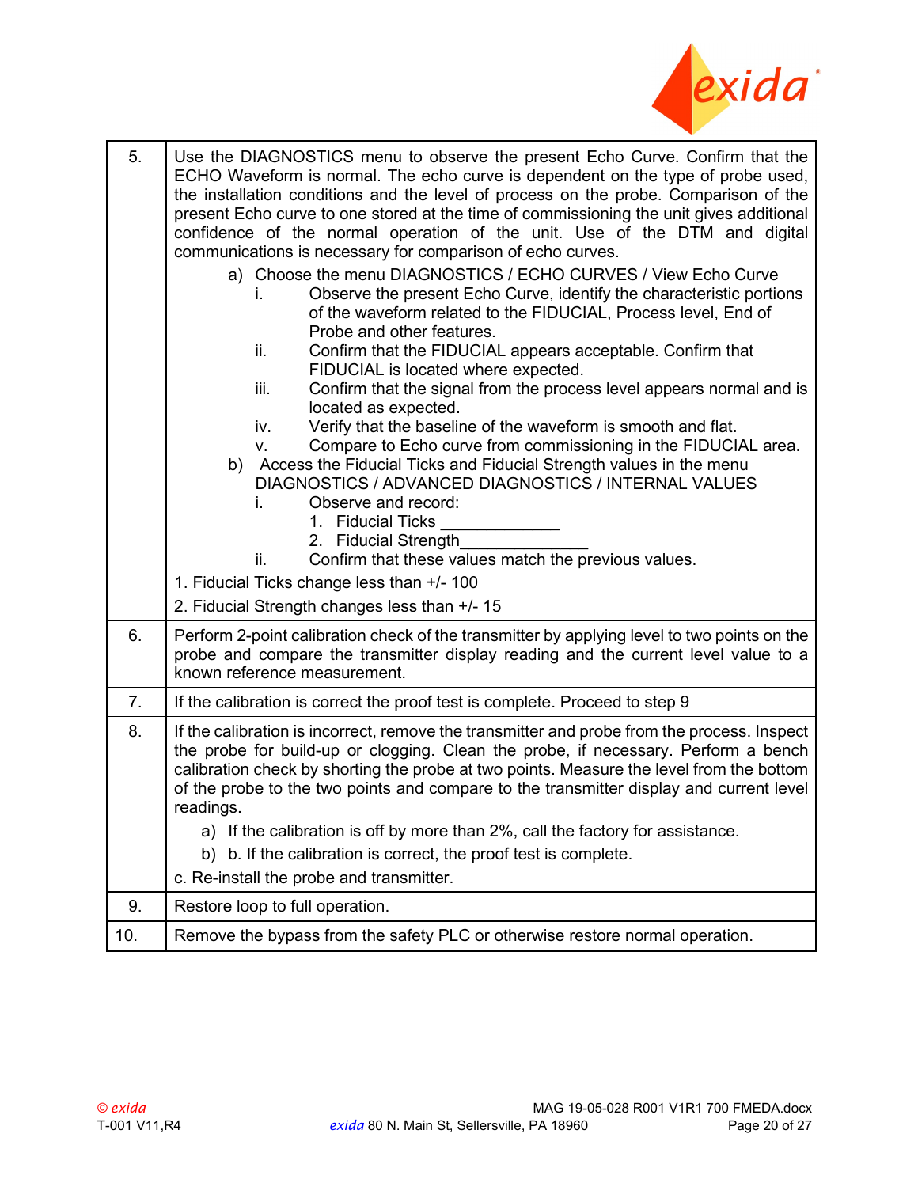| | |
|---|---|
| 5. | Use the DIAGNOSTICS menu to observe the present Echo Curve. Confirm that the ECHO Waveform is normal. The echo curve is dependent on the type of probe used, the installation conditions and the level of process on the probe. Comparison of the present Echo curve to one stored at the time of commissioning the unit gives additional confidence of the normal operation of the unit. Use of the DTM and digital communications is necessary for comparison of echo curves.<br>a) Choose the menu DIAGNOSTICS / ECHO CURVES / View Echo Curve<br>i. Observe the present Echo Curve, identify the characteristic portions of the waveform related to the FIDUCIAL, Process level, End of Probe and other features.<br>ii. Confirm that the FIDUCIAL appears acceptable. Confirm that FIDUCIAL is located where expected.<br>iii. Confirm that the signal from the process level appears normal and is located as expected.<br>iv. Verify that the baseline of the waveform is smooth and flat.<br>v. Compare to Echo curve from commissioning in the FIDUCIAL area.<br>b) Access the Fiducial Ticks and Fiducial Strength values in the menu DIAGNOSTICS / ADVANCED DIAGNOSTICS / INTERNAL VALUES<br>i. Observe and record:<br>1. Fiducial Ticks _____________<br>2. Fiducial Strength______________<br>ii. Confirm that these values match the previous values.<br>1. Fiducial Ticks change less than +/- 100<br>2. Fiducial Strength changes less than +/- 15 |
| 6. | Perform 2-point calibration check of the transmitter by applying level to two points on the probe and compare the transmitter display reading and the current level value to a known reference measurement. |
| 7. | If the calibration is correct the proof test is complete. Proceed to step 9 |
| 8. | If the calibration is incorrect, remove the transmitter and probe from the process. Inspect the probe for build-up or clogging. Clean the probe, if necessary. Perform a bench calibration check by shorting the probe at two points. Measure the level from the bottom of the probe to the two points and compare to the transmitter display and current level readings.<br>a) If the calibration is off by more than 2%, call the factory for assistance.<br>b) b. If the calibration is correct, the proof test is complete.<br>c. Re-install the probe and transmitter. |
| 9. | Restore loop to full operation. |
| 10. | Remove the bypass from the safety PLC or otherwise restore normal operation. |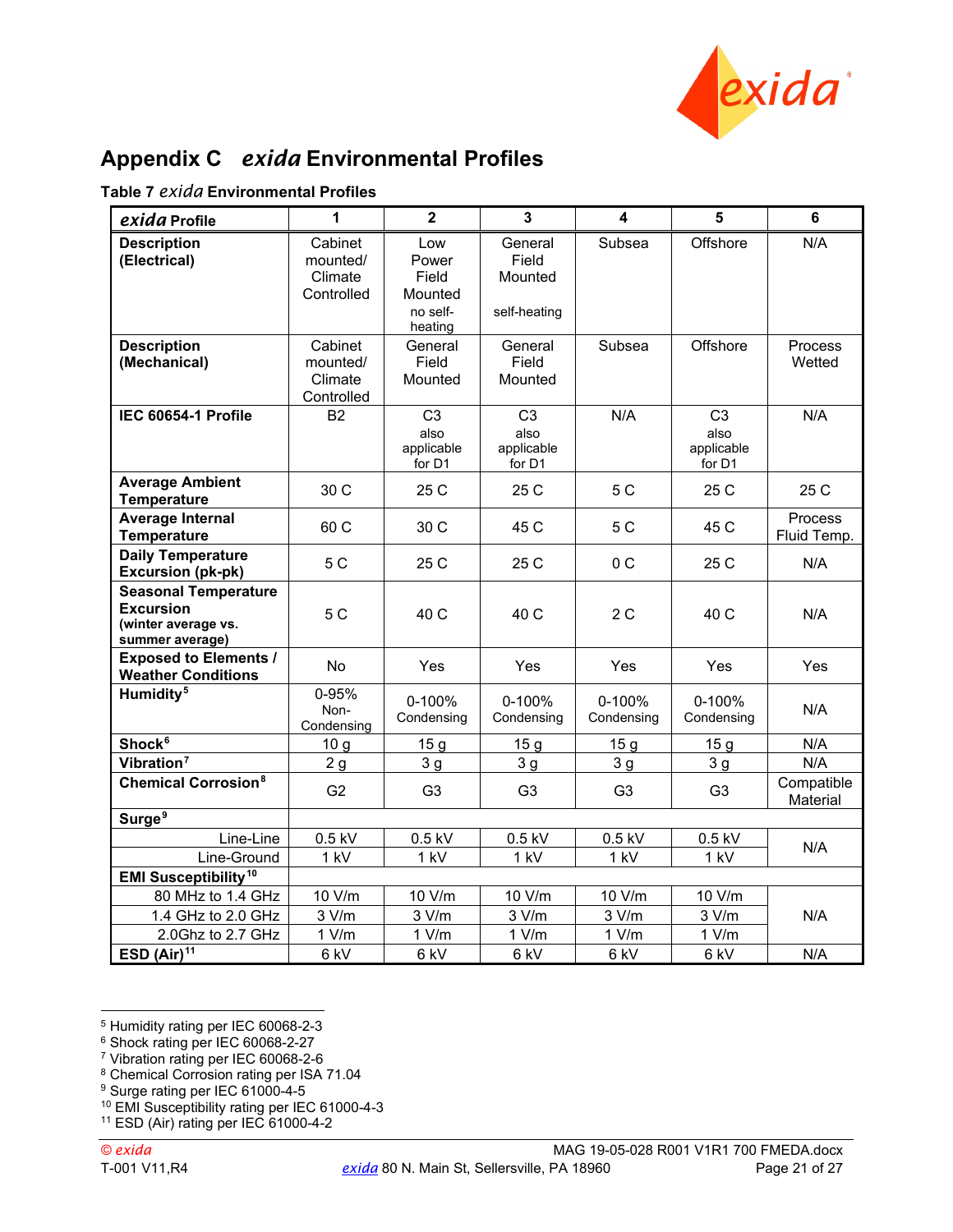# Appendix C *exida* Environmental Profiles

**Table 7** ***exida*** **Environmental Profiles**

| ***exida*** **Profile** | **1** | **2** | **3** | **4** | **5** | **6** |
|---|---|---|---|---|---|---|
| **Description (Electrical)** | Cabinet mounted/ Climate Controlled | Low Power Field Mounted no self-heating | General Field Mounted self-heating | Subsea | Offshore | N/A |
| **Description (Mechanical)** | Cabinet mounted/ Climate Controlled | General Field Mounted | General Field Mounted | Subsea | Offshore | Process Wetted |
| **IEC 60654-1 Profile** | B2 | C3 also applicable for D1 | C3 also applicable for D1 | N/A | C3 also applicable for D1 | N/A |
| **Average Ambient Temperature** | 30 C | 25 C | 25 C | 5 C | 25 C | 25 C |
| **Average Internal Temperature** | 60 C | 30 C | 45 C | 5 C | 45 C | Process Fluid Temp. |
| **Daily Temperature Excursion (pk-pk)** | 5 C | 25 C | 25 C | 0 C | 25 C | N/A |
| **Seasonal Temperature Excursion (winter average vs. summer average)** | 5 C | 40 C | 40 C | 2 C | 40 C | N/A |
| **Exposed to Elements / Weather Conditions** | No | Yes | Yes | Yes | Yes | Yes |
| **Humidity**[5] | 0-95% Non-Condensing | 0-100% Condensing | 0-100% Condensing | 0-100% Condensing | 0-100% Condensing | N/A |
| **Shock**[6] | 10 g | 15 g | 15 g | 15 g | 15 g | N/A |
| **Vibration**[7] | 2 g | 3 g | 3 g | 3 g | 3 g | N/A |
| **Chemical Corrosion**[8] | G2 | G3 | G3 | G3 | G3 | Compatible Material |
| **Surge**[9] | | | | | | |
| Line-Line | 0.5 kV | 0.5 kV | 0.5 kV | 0.5 kV | 0.5 kV | N/A |
| Line-Ground | 1 kV | 1 kV | 1 kV | 1 kV | 1 kV | |
| **EMI Susceptibility**[10] | | | | | | |
| 80 MHz to 1.4 GHz | 10 V/m | 10 V/m | 10 V/m | 10 V/m | 10 V/m | N/A |
| 1.4 GHz to 2.0 GHz | 3 V/m | 3 V/m | 3 V/m | 3 V/m | 3 V/m | |
| 2.0Ghz to 2.7 GHz | 1 V/m | 1 V/m | 1 V/m | 1 V/m | 1 V/m | |
| **ESD (Air)**[11] | 6 kV | 6 kV | 6 kV | 6 kV | 6 kV | N/A |

[5] Humidity rating per IEC 60068-2-3
[6] Shock rating per IEC 60068-2-27
[7] Vibration rating per IEC 60068-2-6
[8] Chemical Corrosion rating per ISA 71.04
[9] Surge rating per IEC 61000-4-5
[10] EMI Susceptibility rating per IEC 61000-4-3
[11] ESD (Air) rating per IEC 61000-4-2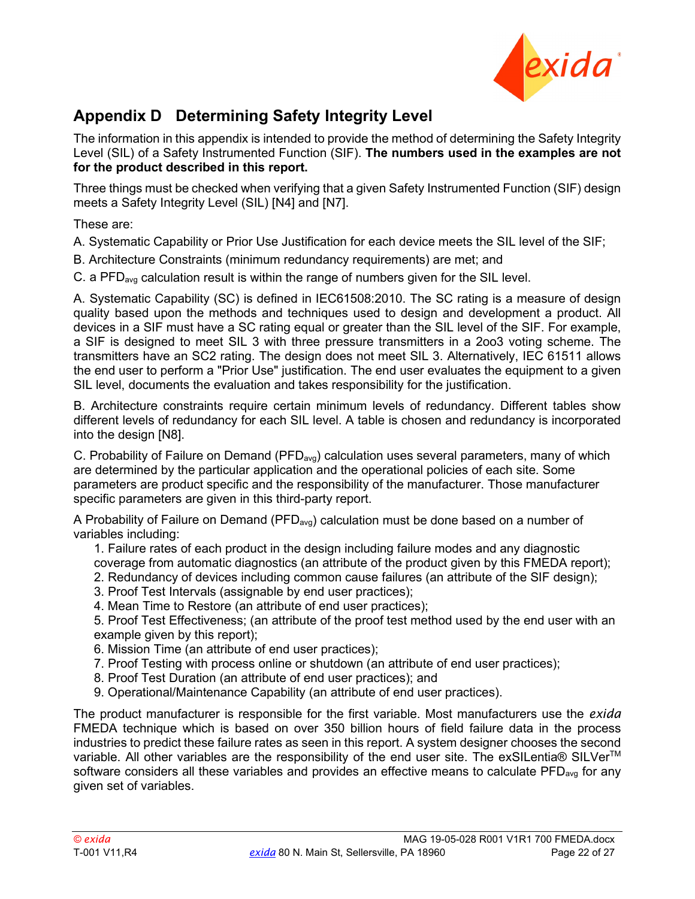## Appendix D Determining Safety Integrity Level

The information in this appendix is intended to provide the method of determining the Safety Integrity Level (SIL) of a Safety Instrumented Function (SIF). **The numbers used in the examples are not for the product described in this report.**

Three things must be checked when verifying that a given Safety Instrumented Function (SIF) design meets a Safety Integrity Level (SIL) [N4] and [N7].

These are:

A. Systematic Capability or Prior Use Justification for each device meets the SIL level of the SIF;

B. Architecture Constraints (minimum redundancy requirements) are met; and

C. a $PFD_{avg}$ calculation result is within the range of numbers given for the SIL level.

A. Systematic Capability (SC) is defined in IEC61508:2010. The SC rating is a measure of design quality based upon the methods and techniques used to design and development a product. All devices in a SIF must have a SC rating equal or greater than the SIL level of the SIF. For example, a SIF is designed to meet SIL 3 with three pressure transmitters in a 2oo3 voting scheme. The transmitters have an SC2 rating. The design does not meet SIL 3. Alternatively, IEC 61511 allows the end user to perform a "Prior Use" justification. The end user evaluates the equipment to a given SIL level, documents the evaluation and takes responsibility for the justification.

B. Architecture constraints require certain minimum levels of redundancy. Different tables show different levels of redundancy for each SIL level. A table is chosen and redundancy is incorporated into the design [N8].

C. Probability of Failure on Demand ($PFD_{avg}$) calculation uses several parameters, many of which are determined by the particular application and the operational policies of each site. Some parameters are product specific and the responsibility of the manufacturer. Those manufacturer specific parameters are given in this third-party report.

A Probability of Failure on Demand ($PFD_{avg}$) calculation must be done based on a number of variables including:

1. Failure rates of each product in the design including failure modes and any diagnostic coverage from automatic diagnostics (an attribute of the product given by this FMEDA report);
2. Redundancy of devices including common cause failures (an attribute of the SIF design);
3. Proof Test Intervals (assignable by end user practices);
4. Mean Time to Restore (an attribute of end user practices);
5. Proof Test Effectiveness; (an attribute of the proof test method used by the end user with an example given by this report);
6. Mission Time (an attribute of end user practices);
7. Proof Testing with process online or shutdown (an attribute of end user practices);
8. Proof Test Duration (an attribute of end user practices); and
9. Operational/Maintenance Capability (an attribute of end user practices).

The product manufacturer is responsible for the first variable. Most manufacturers use the *exida* FMEDA technique which is based on over 350 billion hours of field failure data in the process industries to predict these failure rates as seen in this report. A system designer chooses the second variable. All other variables are the responsibility of the end user site. The exSILentia® SILVer™ software considers all these variables and provides an effective means to calculate $PFD_{avg}$ for any given set of variables.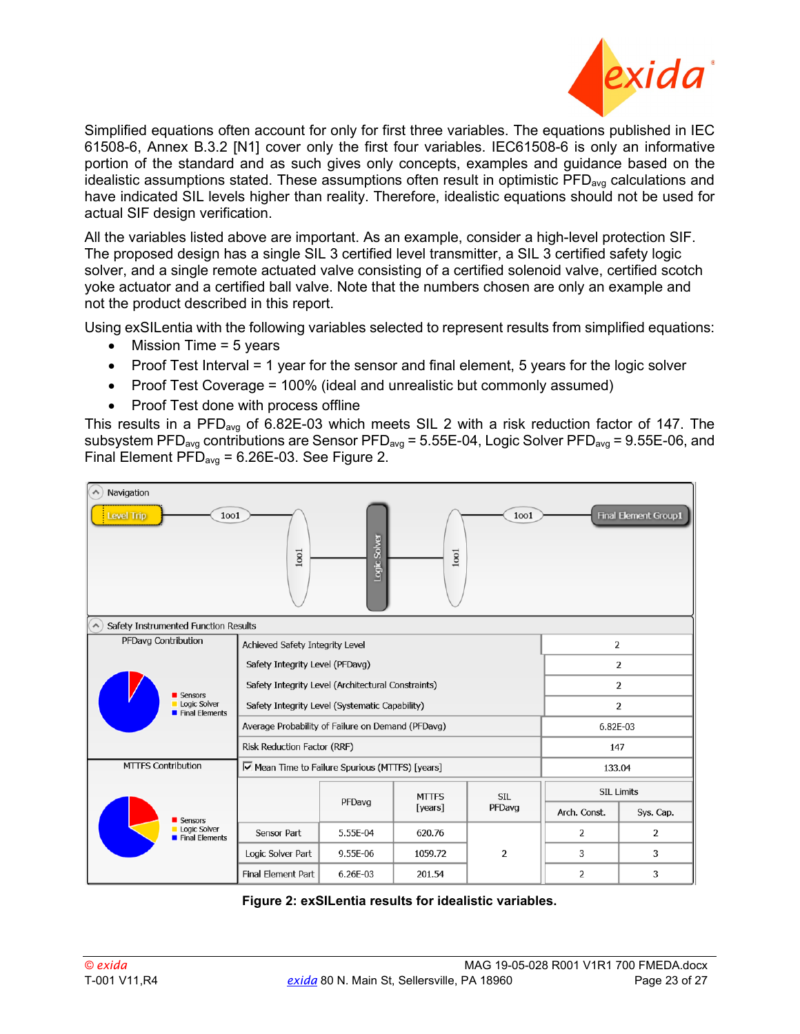Simplified equations often account for only for first three variables. The equations published in IEC 61508-6, Annex B.3.2 [N1] cover only the first four variables. IEC61508-6 is only an informative portion of the standard and as such gives only concepts, examples and guidance based on the idealistic assumptions stated. These assumptions often result in optimistic $PFD_{avg}$ calculations and have indicated SIL levels higher than reality. Therefore, idealistic equations should not be used for actual SIF design verification.

All the variables listed above are important. As an example, consider a high-level protection SIF. The proposed design has a single SIL 3 certified level transmitter, a SIL 3 certified safety logic solver, and a single remote actuated valve consisting of a certified solenoid valve, certified scotch yoke actuator and a certified ball valve. Note that the numbers chosen are only an example and not the product described in this report.

Using exSILentia with the following variables selected to represent results from simplified equations:

- Mission Time = 5 years
- Proof Test Interval = 1 year for the sensor and final element, 5 years for the logic solver
- Proof Test Coverage = 100% (ideal and unrealistic but commonly assumed)
- Proof Test done with process offline

This results in a $PFD_{avg}$ of 6.82E-03 which meets SIL 2 with a risk reduction factor of 147. The subsystem $PFD_{avg}$ contributions are Sensor $PFD_{avg}$ = 5.55E-04, Logic Solver $PFD_{avg}$ = 9.55E-06, and Final Element $PFD_{avg}$ = 6.26E-03. See Figure 2.

Navigation: Level Trip — 1oo1 — 1oo1 — Logic Solver — 1oo1 — 1oo1 — Final Element Group1

Safety Instrumented Function Results

| | |
|---|---|
| Achieved Safety Integrity Level | 2 |
| Safety Integrity Level (PFDavg) | 2 |
| Safety Integrity Level (Architectural Constraints) | 2 |
| Safety Integrity Level (Systematic Capability) | 2 |
| Average Probability of Failure on Demand (PFDavg) | 6.82E-03 |
| Risk Reduction Factor (RRF) | 147 |
| Mean Time to Failure Spurious (MTTFS) [years] | 133.04 |

| | PFDavg | MTTFS [years] | SIL PFDavg | SIL Limits Arch. Const. | SIL Limits Sys. Cap. |
|---|---|---|---|---|---|
| Sensor Part | 5.55E-04 | 620.76 | 2 | 2 | 2 |
| Logic Solver Part | 9.55E-06 | 1059.72 | | 3 | 3 |
| Final Element Part | 6.26E-03 | 201.54 | | 2 | 3 |

**Figure 2: exSILentia results for idealistic variables.**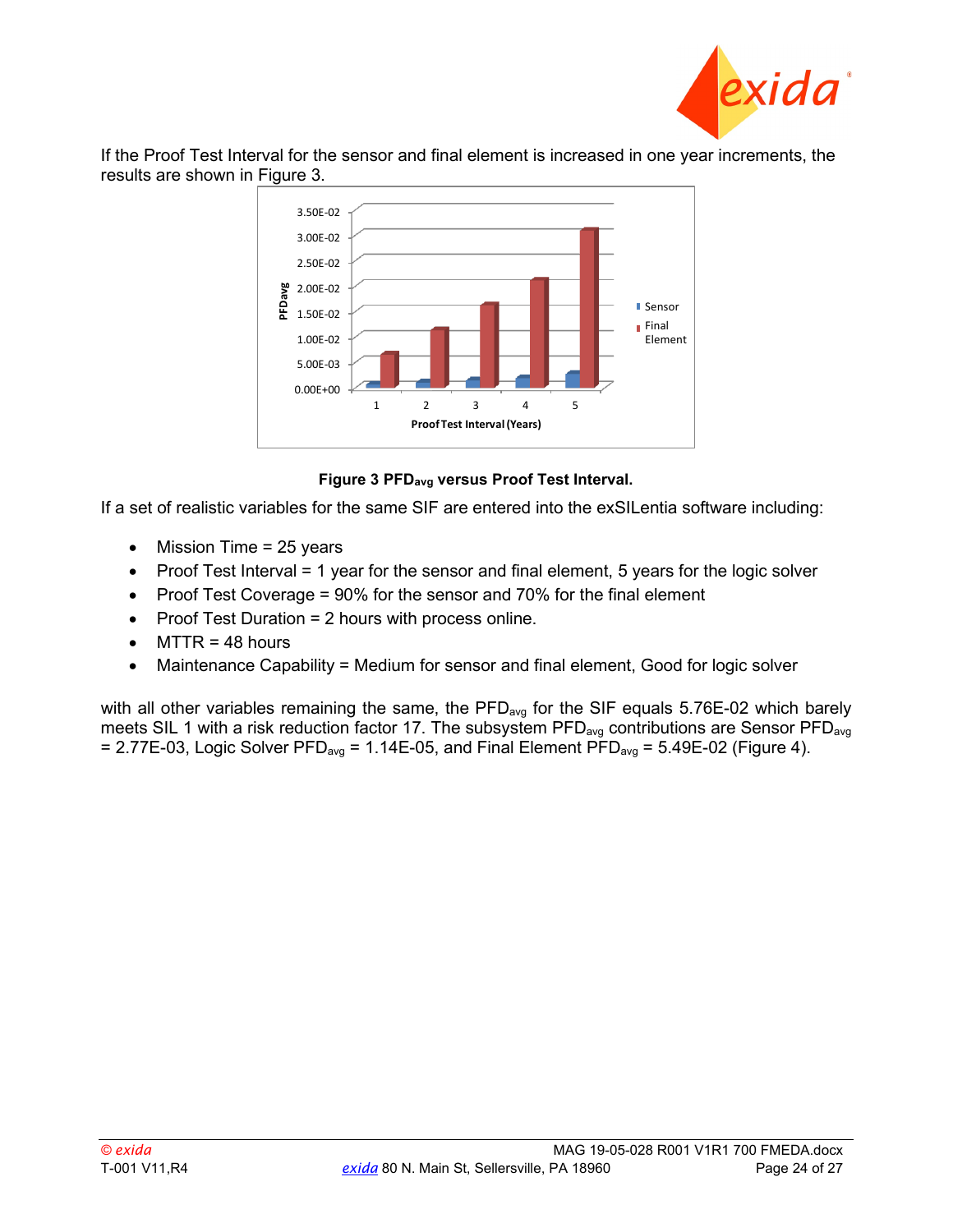If the Proof Test Interval for the sensor and final element is increased in one year increments, the results are shown in Figure 3.

**Figure 3 $PFD_{avg}$ versus Proof Test Interval.**

If a set of realistic variables for the same SIF are entered into the exSILentia software including:

- Mission Time = 25 years
- Proof Test Interval = 1 year for the sensor and final element, 5 years for the logic solver
- Proof Test Coverage = 90% for the sensor and 70% for the final element
- Proof Test Duration = 2 hours with process online.
- MTTR = 48 hours
- Maintenance Capability = Medium for sensor and final element, Good for logic solver

with all other variables remaining the same, the $PFD_{avg}$ for the SIF equals 5.76E-02 which barely meets SIL 1 with a risk reduction factor 17. The subsystem $PFD_{avg}$ contributions are Sensor $PFD_{avg}$ = 2.77E-03, Logic Solver $PFD_{avg}$ = 1.14E-05, and Final Element $PFD_{avg}$ = 5.49E-02 (Figure 4).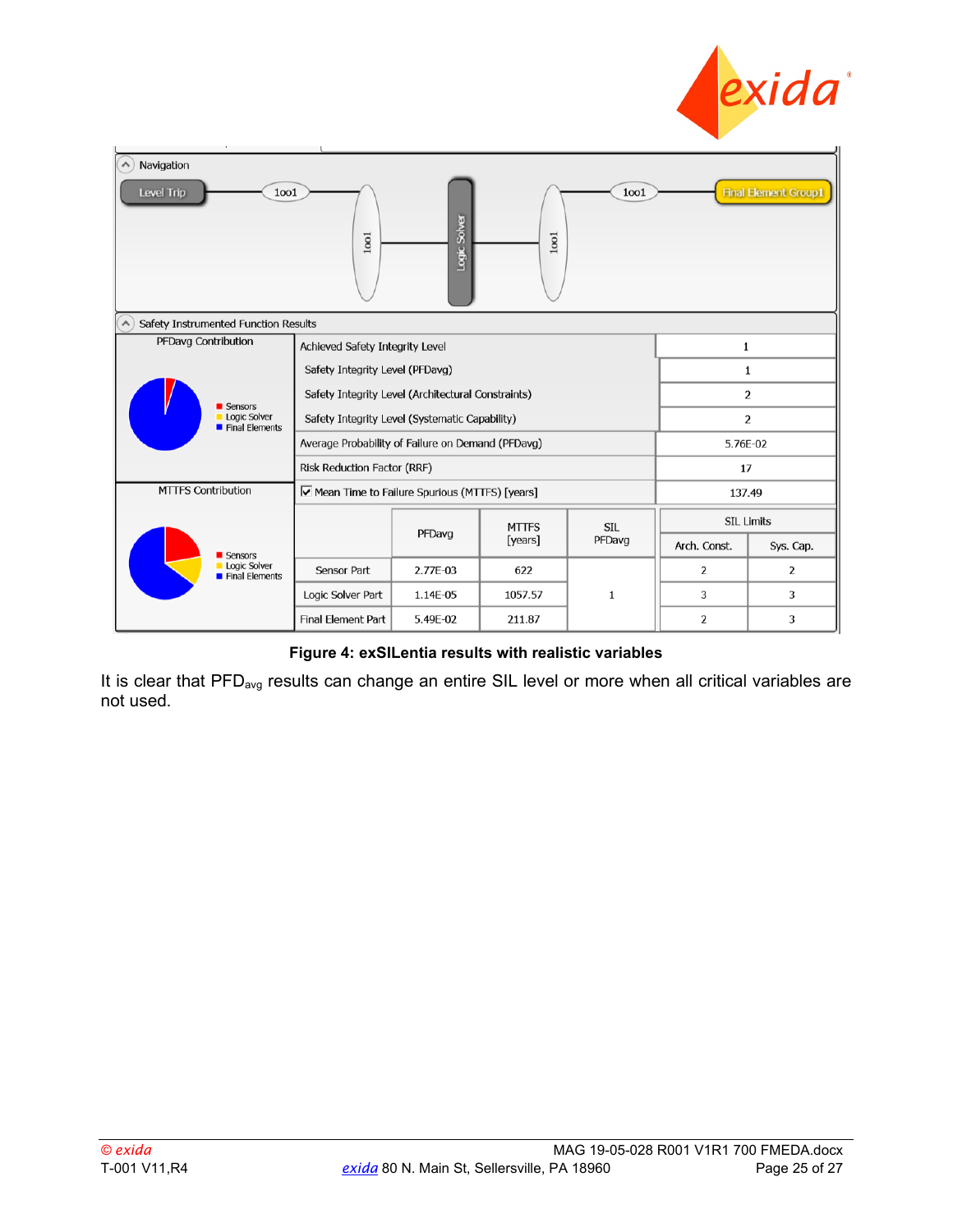| Achieved Safety Integrity Level | 1 |
|---|---|
| Safety Integrity Level (PFDavg) | 1 |
| Safety Integrity Level (Architectural Constraints) | 2 |
| Safety Integrity Level (Systematic Capability) | 2 |
| Average Probability of Failure on Demand (PFDavg) | 5.76E-02 |
| Risk Reduction Factor (RRF) | 17 |
| Mean Time to Failure Spurious (MTTFS) [years] | 137.49 |

| | PFDavg | MTTFS [years] | SIL PFDavg | SIL Limits | |
|---|---|---|---|---|---|
| | | | | Arch. Const. | Sys. Cap. |
| Sensor Part | 2.77E-03 | 622 | 1 | 2 | 2 |
| Logic Solver Part | 1.14E-05 | 1057.57 | | 3 | 3 |
| Final Element Part | 5.49E-02 | 211.87 | | 2 | 3 |

**Figure 4: exSILentia results with realistic variables**

It is clear that $PFD_{avg}$ results can change an entire SIL level or more when all critical variables are not used.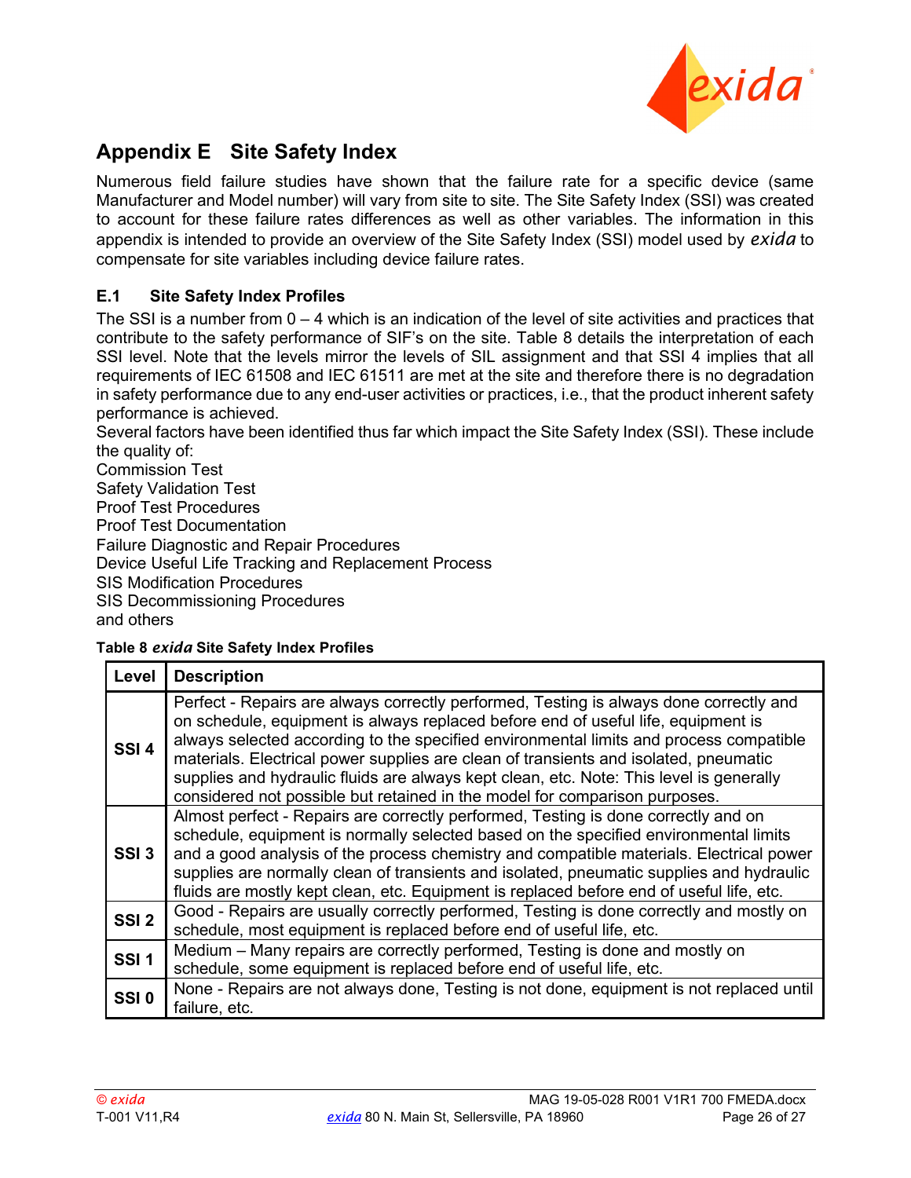## Appendix E Site Safety Index

Numerous field failure studies have shown that the failure rate for a specific device (same Manufacturer and Model number) will vary from site to site. The Site Safety Index (SSI) was created to account for these failure rates differences as well as other variables. The information in this appendix is intended to provide an overview of the Site Safety Index (SSI) model used by *exida* to compensate for site variables including device failure rates.

### E.1 Site Safety Index Profiles

The SSI is a number from 0 – 4 which is an indication of the level of site activities and practices that contribute to the safety performance of SIF's on the site. Table 8 details the interpretation of each SSI level. Note that the levels mirror the levels of SIL assignment and that SSI 4 implies that all requirements of IEC 61508 and IEC 61511 are met at the site and therefore there is no degradation in safety performance due to any end-user activities or practices, i.e., that the product inherent safety performance is achieved.

Several factors have been identified thus far which impact the Site Safety Index (SSI). These include the quality of:

Commission Test
Safety Validation Test
Proof Test Procedures
Proof Test Documentation
Failure Diagnostic and Repair Procedures
Device Useful Life Tracking and Replacement Process
SIS Modification Procedures
SIS Decommissioning Procedures
and others

**Table 8 *exida* Site Safety Index Profiles**

| Level | Description |
|---|---|
| **SSI 4** | Perfect - Repairs are always correctly performed, Testing is always done correctly and on schedule, equipment is always replaced before end of useful life, equipment is always selected according to the specified environmental limits and process compatible materials. Electrical power supplies are clean of transients and isolated, pneumatic supplies and hydraulic fluids are always kept clean, etc. Note: This level is generally considered not possible but retained in the model for comparison purposes. |
| **SSI 3** | Almost perfect - Repairs are correctly performed, Testing is done correctly and on schedule, equipment is normally selected based on the specified environmental limits and a good analysis of the process chemistry and compatible materials. Electrical power supplies are normally clean of transients and isolated, pneumatic supplies and hydraulic fluids are mostly kept clean, etc. Equipment is replaced before end of useful life, etc. |
| **SSI 2** | Good - Repairs are usually correctly performed, Testing is done correctly and mostly on schedule, most equipment is replaced before end of useful life, etc. |
| **SSI 1** | Medium – Many repairs are correctly performed, Testing is done and mostly on schedule, some equipment is replaced before end of useful life, etc. |
| **SSI 0** | None - Repairs are not always done, Testing is not done, equipment is not replaced until failure, etc. |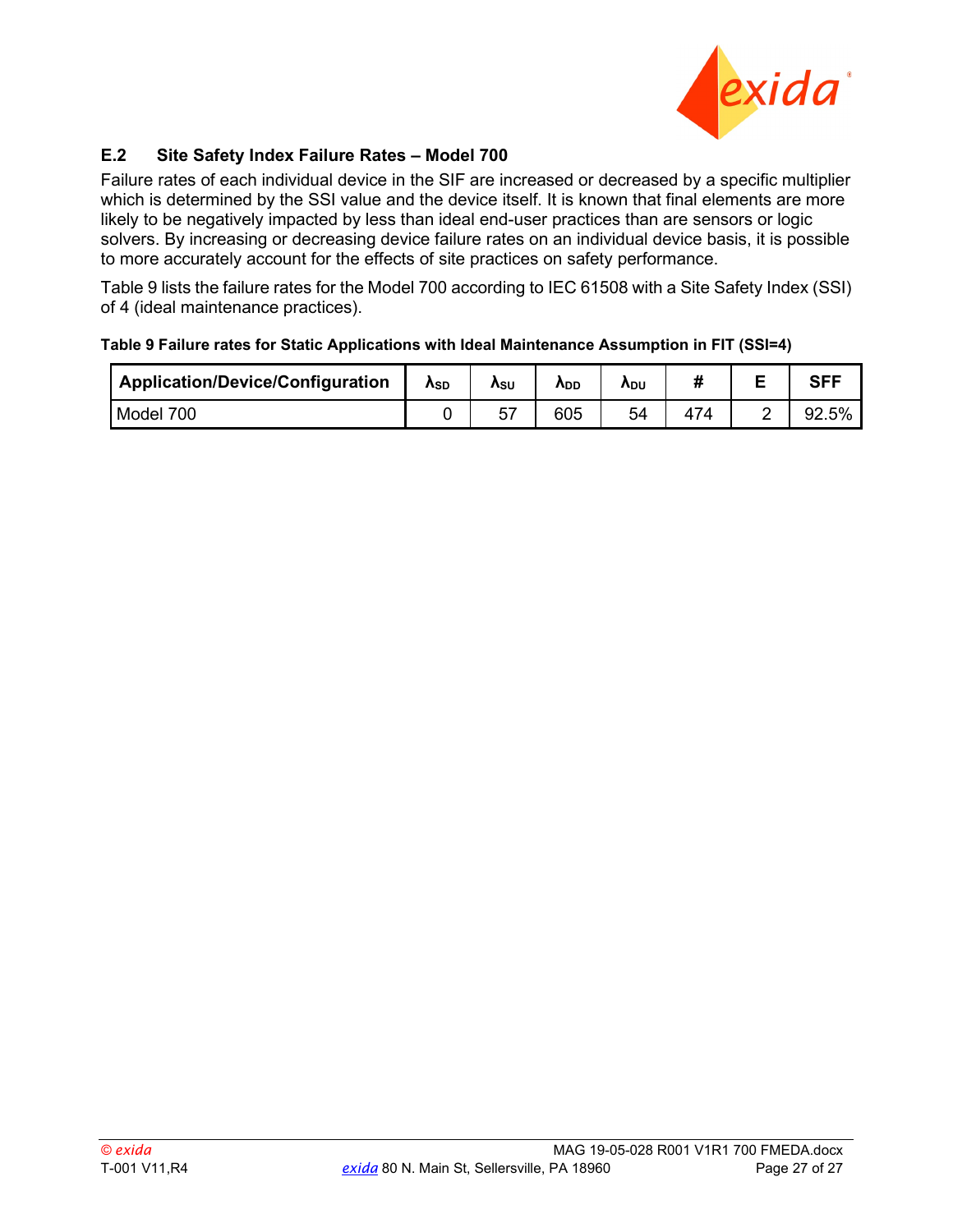## E.2 Site Safety Index Failure Rates – Model 700

Failure rates of each individual device in the SIF are increased or decreased by a specific multiplier which is determined by the SSI value and the device itself. It is known that final elements are more likely to be negatively impacted by less than ideal end-user practices than are sensors or logic solvers. By increasing or decreasing device failure rates on an individual device basis, it is possible to more accurately account for the effects of site practices on safety performance.

Table 9 lists the failure rates for the Model 700 according to IEC 61508 with a Site Safety Index (SSI) of 4 (ideal maintenance practices).

**Table 9 Failure rates for Static Applications with Ideal Maintenance Assumption in FIT (SSI=4)**

| Application/Device/Configuration | $\lambda_{SD}$ | $\lambda_{SU}$ | $\lambda_{DD}$ | $\lambda_{DU}$ | # | E | SFF |
|---|---|---|---|---|---|---|---|
| Model 700 | 0 | 57 | 605 | 54 | 474 | 2 | 92.5% |